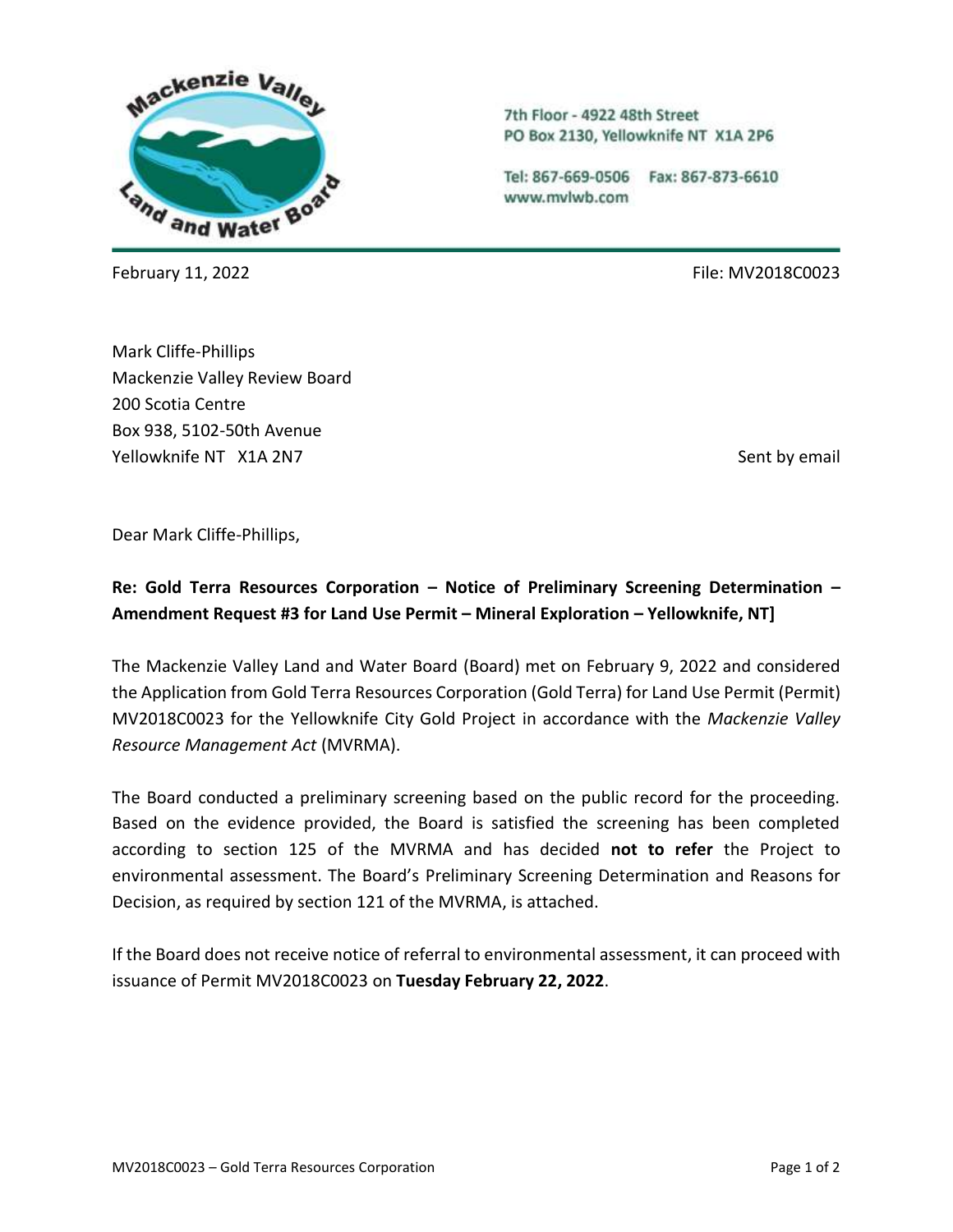Mackenzie Valley Land and Water Board

7th Floor - 4922 48th Street
PO Box 2130, Yellowknife NT X1A 2P6

Tel: 867-669-0506 Fax: 867-873-6610
www.mvlwb.com

February 11, 2022

File: MV2018C0023

Mark Cliffe-Phillips
Mackenzie Valley Review Board
200 Scotia Centre
Box 938, 5102-50th Avenue
Yellowknife NT X1A 2N7

Sent by email

Dear Mark Cliffe-Phillips,

**Re: Gold Terra Resources Corporation – Notice of Preliminary Screening Determination – Amendment Request #3 for Land Use Permit – Mineral Exploration – Yellowknife, NT]**

The Mackenzie Valley Land and Water Board (Board) met on February 9, 2022 and considered the Application from Gold Terra Resources Corporation (Gold Terra) for Land Use Permit (Permit) MV2018C0023 for the Yellowknife City Gold Project in accordance with the *Mackenzie Valley Resource Management Act* (MVRMA).

The Board conducted a preliminary screening based on the public record for the proceeding. Based on the evidence provided, the Board is satisfied the screening has been completed according to section 125 of the MVRMA and has decided **not to refer** the Project to environmental assessment. The Board's Preliminary Screening Determination and Reasons for Decision, as required by section 121 of the MVRMA, is attached.

If the Board does not receive notice of referral to environmental assessment, it can proceed with issuance of Permit MV2018C0023 on **Tuesday February 22, 2022**.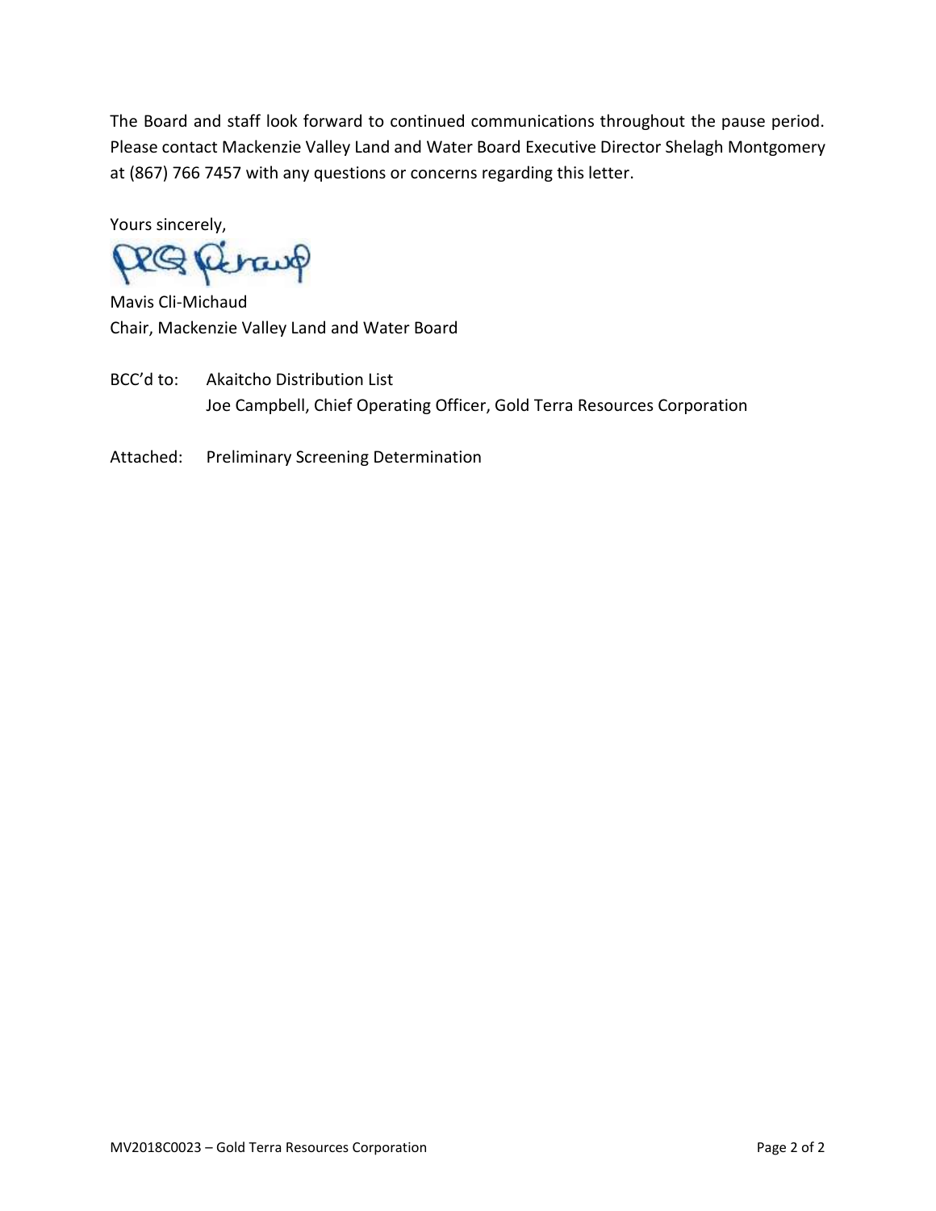The Board and staff look forward to continued communications throughout the pause period. Please contact Mackenzie Valley Land and Water Board Executive Director Shelagh Montgomery at (867) 766 7457 with any questions or concerns regarding this letter.

Yours sincerely,

Mavis Cli-Michaud
Chair, Mackenzie Valley Land and Water Board

BCC'd to: Akaitcho Distribution List
Joe Campbell, Chief Operating Officer, Gold Terra Resources Corporation

Attached: Preliminary Screening Determination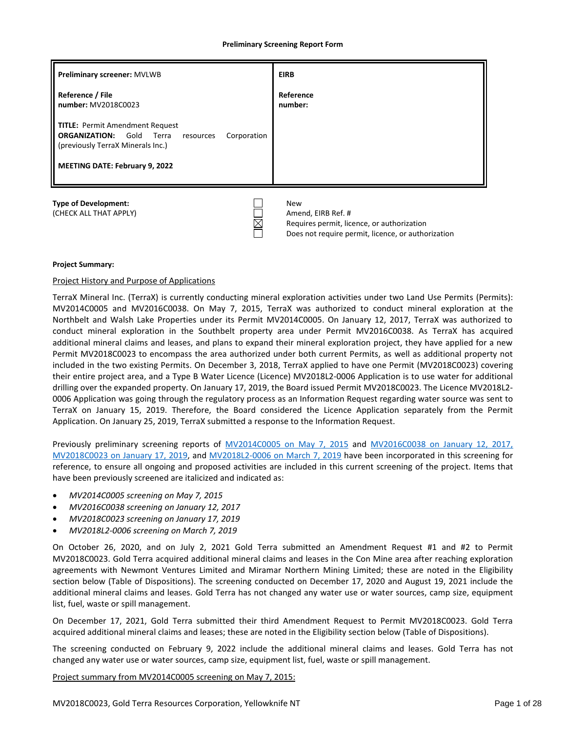**Preliminary Screening Report Form**

| **Preliminary screener:** MVLWB<br><br>**Reference / File number:** MV2018C0023<br><br>**TITLE:** Permit Amendment Request<br>**ORGANIZATION:** Gold Terra resources Corporation (previously TerraX Minerals Inc.)<br><br>**MEETING DATE: February 9, 2022** | **EIRB**<br><br>**Reference number:** |
|---|---|

**Type of Development:**
(CHECK ALL THAT APPLY)

- ☐ New
- ☐ Amend, EIRB Ref. #
- ☒ Requires permit, licence, or authorization
- ☐ Does not require permit, licence, or authorization

**Project Summary:**

Project History and Purpose of Applications

TerraX Mineral Inc. (TerraX) is currently conducting mineral exploration activities under two Land Use Permits (Permits): MV2014C0005 and MV2016C0038. On May 7, 2015, TerraX was authorized to conduct mineral exploration at the Northbelt and Walsh Lake Properties under its Permit MV2014C0005. On January 12, 2017, TerraX was authorized to conduct mineral exploration in the Southbelt property area under Permit MV2016C0038. As TerraX has acquired additional mineral claims and leases, and plans to expand their mineral exploration project, they have applied for a new Permit MV2018C0023 to encompass the area authorized under both current Permits, as well as additional property not included in the two existing Permits. On December 3, 2018, TerraX applied to have one Permit (MV2018C0023) covering their entire project area, and a Type B Water Licence (Licence) MV2018L2-0006 Application is to use water for additional drilling over the expanded property. On January 17, 2019, the Board issued Permit MV2018C0023. The Licence MV2018L2-0006 Application was going through the regulatory process as an Information Request regarding water source was sent to TerraX on January 15, 2019. Therefore, the Board considered the Licence Application separately from the Permit Application. On January 25, 2019, TerraX submitted a response to the Information Request.

Previously preliminary screening reports of MV2014C0005 on May 7, 2015 and MV2016C0038 on January 12, 2017, MV2018C0023 on January 17, 2019, and MV2018L2-0006 on March 7, 2019 have been incorporated in this screening for reference, to ensure all ongoing and proposed activities are included in this current screening of the project. Items that have been previously screened are italicized and indicated as:

- *MV2014C0005 screening on May 7, 2015*
- *MV2016C0038 screening on January 12, 2017*
- *MV2018C0023 screening on January 17, 2019*
- *MV2018L2-0006 screening on March 7, 2019*

On October 26, 2020, and on July 2, 2021 Gold Terra submitted an Amendment Request #1 and #2 to Permit MV2018C0023. Gold Terra acquired additional mineral claims and leases in the Con Mine area after reaching exploration agreements with Newmont Ventures Limited and Miramar Northern Mining Limited; these are noted in the Eligibility section below (Table of Dispositions). The screening conducted on December 17, 2020 and August 19, 2021 include the additional mineral claims and leases. Gold Terra has not changed any water use or water sources, camp size, equipment list, fuel, waste or spill management.

On December 17, 2021, Gold Terra submitted their third Amendment Request to Permit MV2018C0023. Gold Terra acquired additional mineral claims and leases; these are noted in the Eligibility section below (Table of Dispositions).

The screening conducted on February 9, 2022 include the additional mineral claims and leases. Gold Terra has not changed any water use or water sources, camp size, equipment list, fuel, waste or spill management.

Project summary from MV2014C0005 screening on May 7, 2015: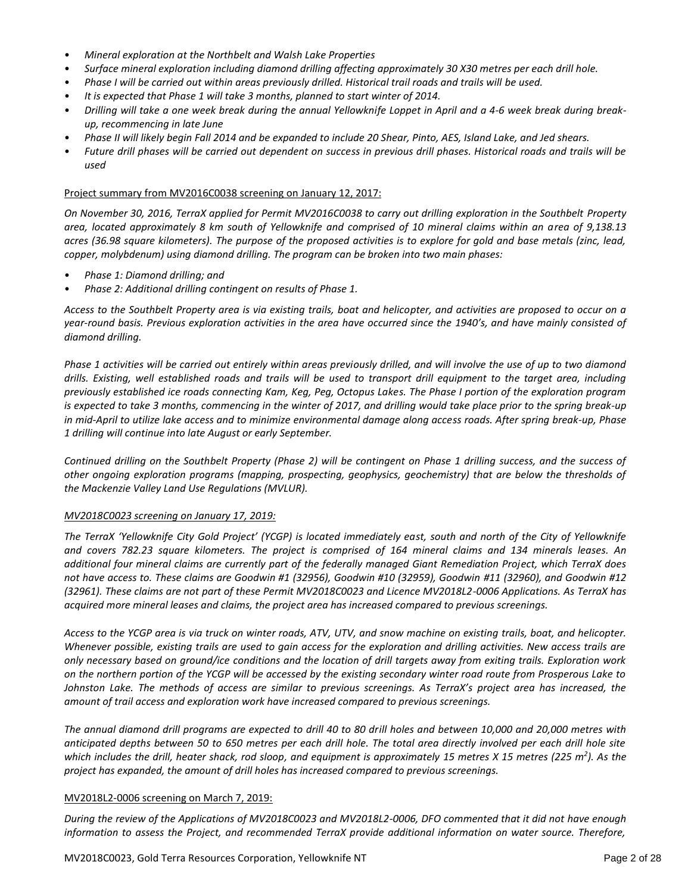- *Mineral exploration at the Northbelt and Walsh Lake Properties*
- *Surface mineral exploration including diamond drilling affecting approximately 30 X30 metres per each drill hole.*
- *Phase I will be carried out within areas previously drilled. Historical trail roads and trails will be used.*
- *It is expected that Phase 1 will take 3 months, planned to start winter of 2014.*
- *Drilling will take a one week break during the annual Yellowknife Loppet in April and a 4-6 week break during break-up, recommencing in late June*
- *Phase II will likely begin Fall 2014 and be expanded to include 20 Shear, Pinto, AES, Island Lake, and Jed shears.*
- *Future drill phases will be carried out dependent on success in previous drill phases. Historical roads and trails will be used*

Project summary from MV2016C0038 screening on January 12, 2017:

*On November 30, 2016, TerraX applied for Permit MV2016C0038 to carry out drilling exploration in the Southbelt Property area, located approximately 8 km south of Yellowknife and comprised of 10 mineral claims within an area of 9,138.13 acres (36.98 square kilometers). The purpose of the proposed activities is to explore for gold and base metals (zinc, lead, copper, molybdenum) using diamond drilling. The program can be broken into two main phases:*

- *Phase 1: Diamond drilling; and*
- *Phase 2: Additional drilling contingent on results of Phase 1.*

*Access to the Southbelt Property area is via existing trails, boat and helicopter, and activities are proposed to occur on a year-round basis. Previous exploration activities in the area have occurred since the 1940's, and have mainly consisted of diamond drilling.*

*Phase 1 activities will be carried out entirely within areas previously drilled, and will involve the use of up to two diamond drills. Existing, well established roads and trails will be used to transport drill equipment to the target area, including previously established ice roads connecting Kam, Keg, Peg, Octopus Lakes. The Phase I portion of the exploration program is expected to take 3 months, commencing in the winter of 2017, and drilling would take place prior to the spring break-up in mid-April to utilize lake access and to minimize environmental damage along access roads. After spring break-up, Phase 1 drilling will continue into late August or early September.*

*Continued drilling on the Southbelt Property (Phase 2) will be contingent on Phase 1 drilling success, and the success of other ongoing exploration programs (mapping, prospecting, geophysics, geochemistry) that are below the thresholds of the Mackenzie Valley Land Use Regulations (MVLUR).*

*MV2018C0023 screening on January 17, 2019:*

*The TerraX 'Yellowknife City Gold Project' (YCGP) is located immediately east, south and north of the City of Yellowknife and covers 782.23 square kilometers. The project is comprised of 164 mineral claims and 134 minerals leases. An additional four mineral claims are currently part of the federally managed Giant Remediation Project, which TerraX does not have access to. These claims are Goodwin #1 (32956), Goodwin #10 (32959), Goodwin #11 (32960), and Goodwin #12 (32961). These claims are not part of these Permit MV2018C0023 and Licence MV2018L2-0006 Applications. As TerraX has acquired more mineral leases and claims, the project area has increased compared to previous screenings.*

*Access to the YCGP area is via truck on winter roads, ATV, UTV, and snow machine on existing trails, boat, and helicopter. Whenever possible, existing trails are used to gain access for the exploration and drilling activities. New access trails are only necessary based on ground/ice conditions and the location of drill targets away from exiting trails. Exploration work on the northern portion of the YCGP will be accessed by the existing secondary winter road route from Prosperous Lake to Johnston Lake. The methods of access are similar to previous screenings. As TerraX's project area has increased, the amount of trail access and exploration work have increased compared to previous screenings.*

*The annual diamond drill programs are expected to drill 40 to 80 drill holes and between 10,000 and 20,000 metres with anticipated depths between 50 to 650 metres per each drill hole. The total area directly involved per each drill hole site which includes the drill, heater shack, rod sloop, and equipment is approximately 15 metres X 15 metres (225 $m^2$). As the project has expanded, the amount of drill holes has increased compared to previous screenings.*

MV2018L2-0006 screening on March 7, 2019:

*During the review of the Applications of MV2018C0023 and MV2018L2-0006, DFO commented that it did not have enough information to assess the Project, and recommended TerraX provide additional information on water source. Therefore,*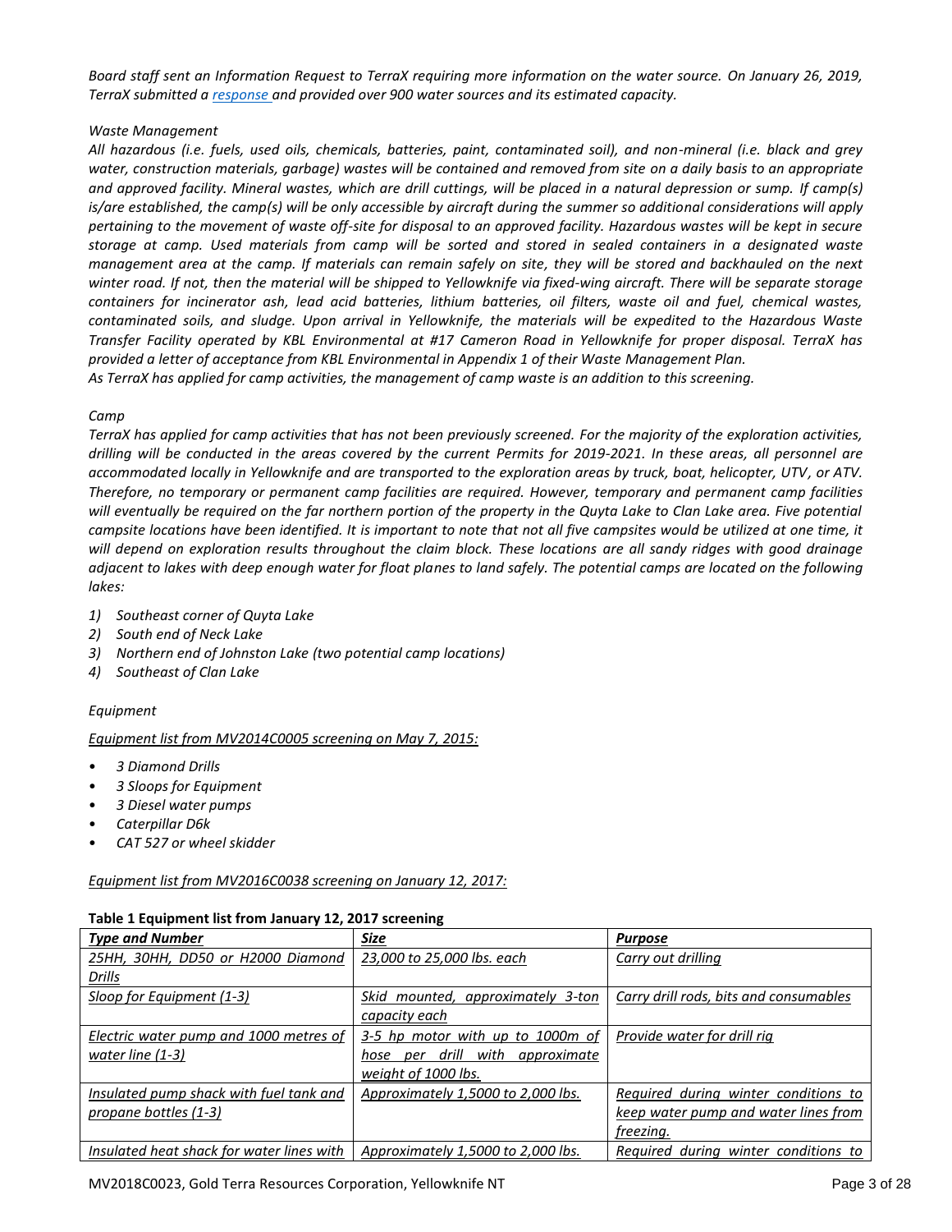*Board staff sent an Information Request to TerraX requiring more information on the water source. On January 26, 2019, TerraX submitted a response and provided over 900 water sources and its estimated capacity.*

*Waste Management*

*All hazardous (i.e. fuels, used oils, chemicals, batteries, paint, contaminated soil), and non-mineral (i.e. black and grey water, construction materials, garbage) wastes will be contained and removed from site on a daily basis to an appropriate and approved facility. Mineral wastes, which are drill cuttings, will be placed in a natural depression or sump. If camp(s) is/are established, the camp(s) will be only accessible by aircraft during the summer so additional considerations will apply pertaining to the movement of waste off-site for disposal to an approved facility. Hazardous wastes will be kept in secure storage at camp. Used materials from camp will be sorted and stored in sealed containers in a designated waste management area at the camp. If materials can remain safely on site, they will be stored and backhauled on the next winter road. If not, then the material will be shipped to Yellowknife via fixed-wing aircraft. There will be separate storage containers for incinerator ash, lead acid batteries, lithium batteries, oil filters, waste oil and fuel, chemical wastes, contaminated soils, and sludge. Upon arrival in Yellowknife, the materials will be expedited to the Hazardous Waste Transfer Facility operated by KBL Environmental at #17 Cameron Road in Yellowknife for proper disposal. TerraX has provided a letter of acceptance from KBL Environmental in Appendix 1 of their Waste Management Plan.*
*As TerraX has applied for camp activities, the management of camp waste is an addition to this screening.*

*Camp*

*TerraX has applied for camp activities that has not been previously screened. For the majority of the exploration activities, drilling will be conducted in the areas covered by the current Permits for 2019-2021. In these areas, all personnel are accommodated locally in Yellowknife and are transported to the exploration areas by truck, boat, helicopter, UTV, or ATV. Therefore, no temporary or permanent camp facilities are required. However, temporary and permanent camp facilities will eventually be required on the far northern portion of the property in the Quyta Lake to Clan Lake area. Five potential campsite locations have been identified. It is important to note that not all five campsites would be utilized at one time, it will depend on exploration results throughout the claim block. These locations are all sandy ridges with good drainage adjacent to lakes with deep enough water for float planes to land safely. The potential camps are located on the following lakes:*

1) *Southeast corner of Quyta Lake*
2) *South end of Neck Lake*
3) *Northern end of Johnston Lake (two potential camp locations)*
4) *Southeast of Clan Lake*

*Equipment*

*Equipment list from MV2014C0005 screening on May 7, 2015:*

- *3 Diamond Drills*
- *3 Sloops for Equipment*
- *3 Diesel water pumps*
- *Caterpillar D6k*
- *CAT 527 or wheel skidder*

*Equipment list from MV2016C0038 screening on January 12, 2017:*

**Table 1 Equipment list from January 12, 2017 screening**

| *Type and Number* | *Size* | *Purpose* |
|---|---|---|
| *25HH, 30HH, DD50 or H2000 Diamond Drills* | *23,000 to 25,000 lbs. each* | *Carry out drilling* |
| *Sloop for Equipment (1-3)* | *Skid mounted, approximately 3-ton capacity each* | *Carry drill rods, bits and consumables* |
| *Electric water pump and 1000 metres of water line (1-3)* | *3-5 hp motor with up to 1000m of hose per drill with approximate weight of 1000 lbs.* | *Provide water for drill rig* |
| *Insulated pump shack with fuel tank and propane bottles (1-3)* | *Approximately 1,5000 to 2,000 lbs.* | *Required during winter conditions to keep water pump and water lines from freezing.* |
| *Insulated heat shack for water lines with* | *Approximately 1,5000 to 2,000 lbs.* | *Required during winter conditions to* |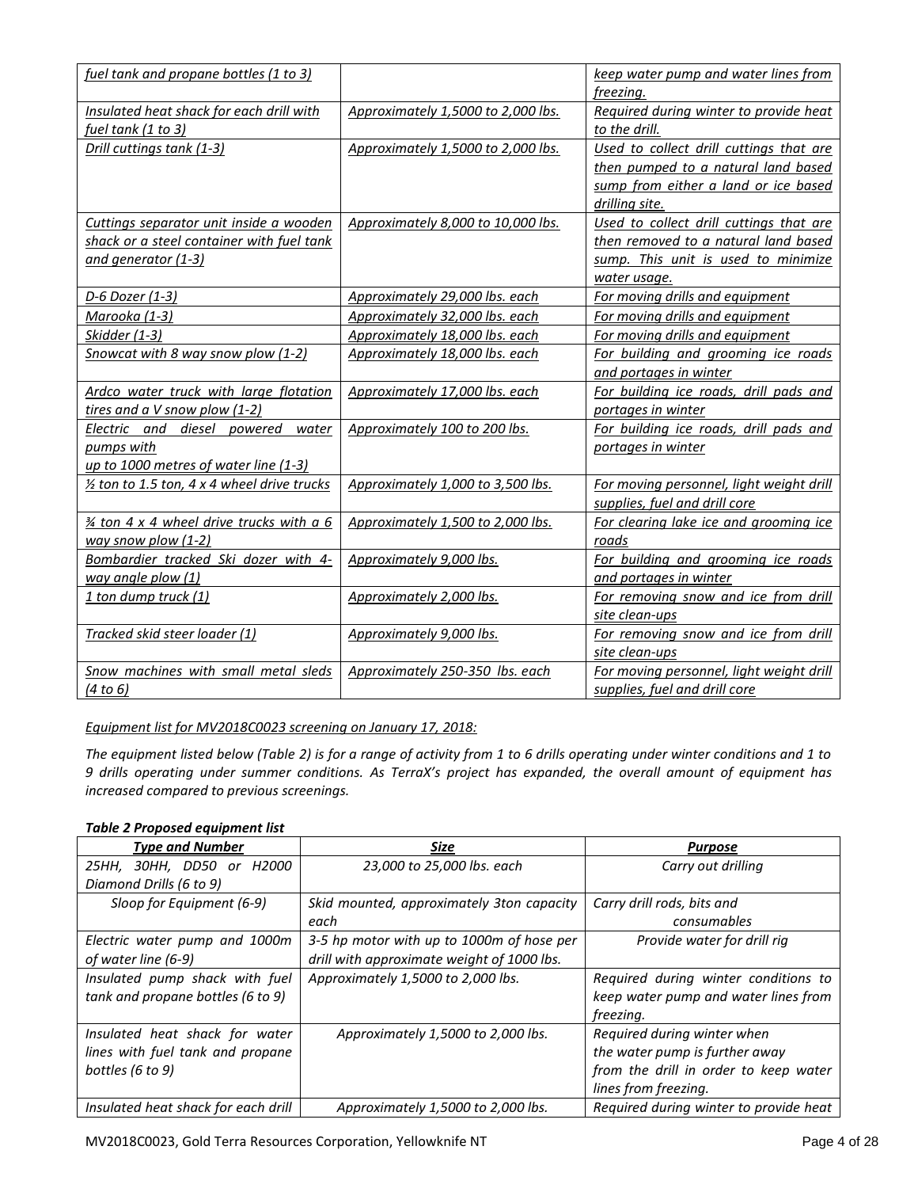| | | |
|---|---|---|
| _fuel tank and propane bottles (1 to 3)_ | | _keep water pump and water lines from freezing._ |
| _Insulated heat shack for each drill with fuel tank (1 to 3)_ | _Approximately 1,5000 to 2,000 lbs._ | _Required during winter to provide heat to the drill._ |
| _Drill cuttings tank (1-3)_ | _Approximately 1,5000 to 2,000 lbs._ | _Used to collect drill cuttings that are then pumped to a natural land based sump from either a land or ice based drilling site._ |
| _Cuttings separator unit inside a wooden shack or a steel container with fuel tank and generator (1-3)_ | _Approximately 8,000 to 10,000 lbs._ | _Used to collect drill cuttings that are then removed to a natural land based sump. This unit is used to minimize water usage._ |
| _D-6 Dozer (1-3)_ | _Approximately 29,000 lbs. each_ | _For moving drills and equipment_ |
| _Marooka (1-3)_ | _Approximately 32,000 lbs. each_ | _For moving drills and equipment_ |
| _Skidder (1-3)_ | _Approximately 18,000 lbs. each_ | _For moving drills and equipment_ |
| _Snowcat with 8 way snow plow (1-2)_ | _Approximately 18,000 lbs. each_ | _For building and grooming ice roads and portages in winter_ |
| _Ardco water truck with large flotation tires and a V snow plow (1-2)_ | _Approximately 17,000 lbs. each_ | _For building ice roads, drill pads and portages in winter_ |
| _Electric and diesel powered water pumps with up to 1000 metres of water line (1-3)_ | _Approximately 100 to 200 lbs._ | _For building ice roads, drill pads and portages in winter_ |
| _½ ton to 1.5 ton, 4 x 4 wheel drive trucks_ | _Approximately 1,000 to 3,500 lbs._ | _For moving personnel, light weight drill supplies, fuel and drill core_ |
| _¾ ton 4 x 4 wheel drive trucks with a 6 way snow plow (1-2)_ | _Approximately 1,500 to 2,000 lbs._ | _For clearing lake ice and grooming ice roads_ |
| _Bombardier tracked Ski dozer with 4-way angle plow (1)_ | _Approximately 9,000 lbs._ | _For building and grooming ice roads and portages in winter_ |
| _1 ton dump truck (1)_ | _Approximately 2,000 lbs._ | _For removing snow and ice from drill site clean-ups_ |
| _Tracked skid steer loader (1)_ | _Approximately 9,000 lbs._ | _For removing snow and ice from drill site clean-ups_ |
| _Snow machines with small metal sleds (4 to 6)_ | _Approximately 250-350 lbs. each_ | _For moving personnel, light weight drill supplies, fuel and drill core_ |

_Equipment list for MV2018C0023 screening on January 17, 2018:_

_The equipment listed below (Table 2) is for a range of activity from 1 to 6 drills operating under winter conditions and 1 to 9 drills operating under summer conditions. As TerraX's project has expanded, the overall amount of equipment has increased compared to previous screenings._

***Table 2 Proposed equipment list***

| ***Type and Number*** | ***Size*** | ***Purpose*** |
|---|---|---|
| _25HH, 30HH, DD50 or H2000 Diamond Drills (6 to 9)_ | _23,000 to 25,000 lbs. each_ | _Carry out drilling_ |
| _Sloop for Equipment (6-9)_ | _Skid mounted, approximately 3ton capacity each_ | _Carry drill rods, bits and consumables_ |
| _Electric water pump and 1000m of water line (6-9)_ | _3-5 hp motor with up to 1000m of hose per drill with approximate weight of 1000 lbs._ | _Provide water for drill rig_ |
| _Insulated pump shack with fuel tank and propane bottles (6 to 9)_ | _Approximately 1,5000 to 2,000 lbs._ | _Required during winter conditions to keep water pump and water lines from freezing._ |
| _Insulated heat shack for water lines with fuel tank and propane bottles (6 to 9)_ | _Approximately 1,5000 to 2,000 lbs._ | _Required during winter when the water pump is further away from the drill in order to keep water lines from freezing._ |
| _Insulated heat shack for each drill_ | _Approximately 1,5000 to 2,000 lbs._ | _Required during winter to provide heat_ |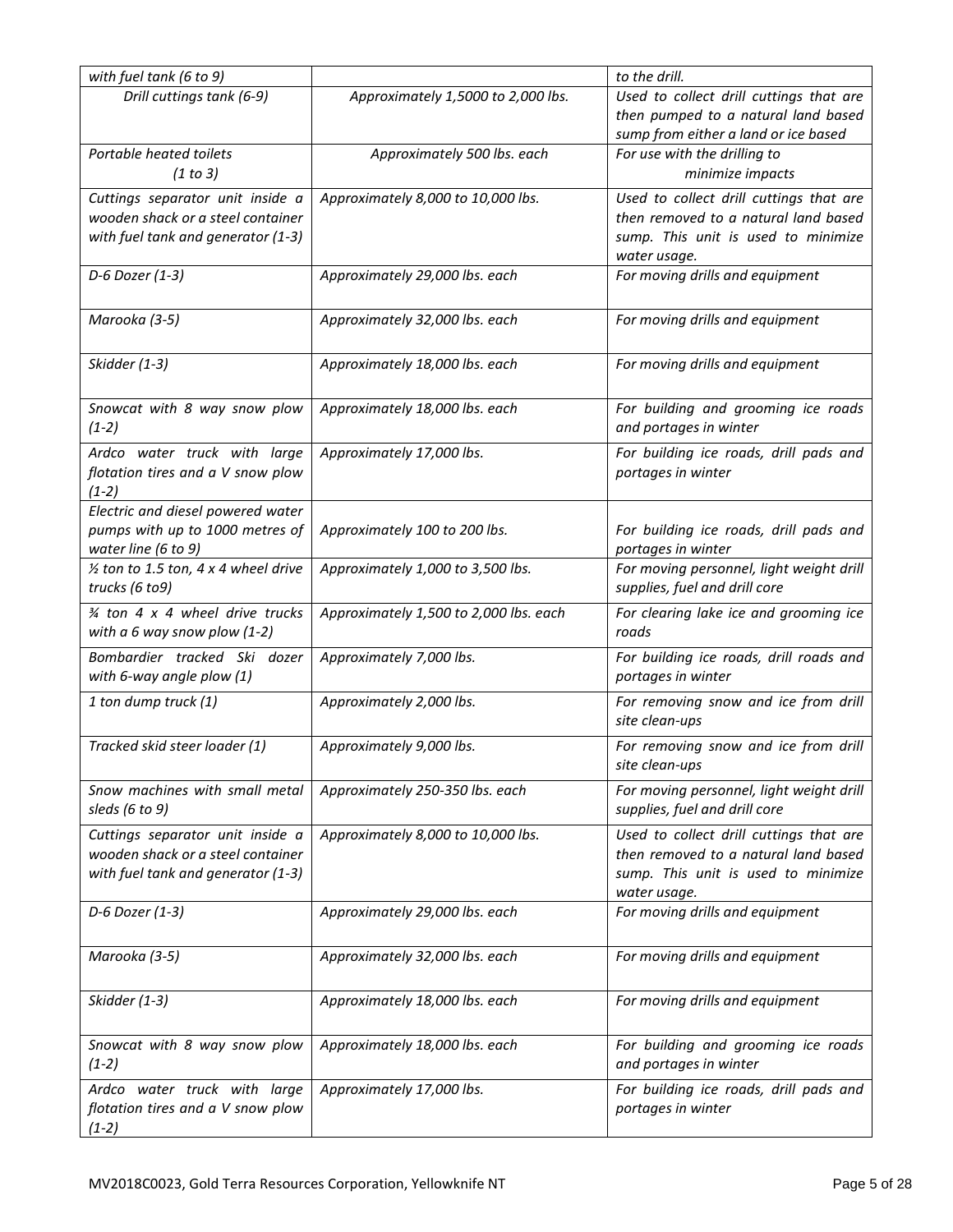| | | |
|---|---|---|
| *with fuel tank (6 to 9)* | | *to the drill.* |
| *Drill cuttings tank (6-9)* | *Approximately 1,5000 to 2,000 lbs.* | *Used to collect drill cuttings that are then pumped to a natural land based sump from either a land or ice based* |
| *Portable heated toilets (1 to 3)* | *Approximately 500 lbs. each* | *For use with the drilling to minimize impacts* |
| *Cuttings separator unit inside a wooden shack or a steel container with fuel tank and generator (1-3)* | *Approximately 8,000 to 10,000 lbs.* | *Used to collect drill cuttings that are then removed to a natural land based sump. This unit is used to minimize water usage.* |
| *D-6 Dozer (1-3)* | *Approximately 29,000 lbs. each* | *For moving drills and equipment* |
| *Marooka (3-5)* | *Approximately 32,000 lbs. each* | *For moving drills and equipment* |
| *Skidder (1-3)* | *Approximately 18,000 lbs. each* | *For moving drills and equipment* |
| *Snowcat with 8 way snow plow (1-2)* | *Approximately 18,000 lbs. each* | *For building and grooming ice roads and portages in winter* |
| *Ardco water truck with large flotation tires and a V snow plow (1-2)* | *Approximately 17,000 lbs.* | *For building ice roads, drill pads and portages in winter* |
| *Electric and diesel powered water pumps with up to 1000 metres of water line (6 to 9)* | *Approximately 100 to 200 lbs.* | *For building ice roads, drill pads and portages in winter* |
| *½ ton to 1.5 ton, 4 x 4 wheel drive trucks (6 to9)* | *Approximately 1,000 to 3,500 lbs.* | *For moving personnel, light weight drill supplies, fuel and drill core* |
| *¾ ton 4 x 4 wheel drive trucks with a 6 way snow plow (1-2)* | *Approximately 1,500 to 2,000 lbs. each* | *For clearing lake ice and grooming ice roads* |
| *Bombardier tracked Ski dozer with 6-way angle plow (1)* | *Approximately 7,000 lbs.* | *For building ice roads, drill roads and portages in winter* |
| *1 ton dump truck (1)* | *Approximately 2,000 lbs.* | *For removing snow and ice from drill site clean-ups* |
| *Tracked skid steer loader (1)* | *Approximately 9,000 lbs.* | *For removing snow and ice from drill site clean-ups* |
| *Snow machines with small metal sleds (6 to 9)* | *Approximately 250-350 lbs. each* | *For moving personnel, light weight drill supplies, fuel and drill core* |
| *Cuttings separator unit inside a wooden shack or a steel container with fuel tank and generator (1-3)* | *Approximately 8,000 to 10,000 lbs.* | *Used to collect drill cuttings that are then removed to a natural land based sump. This unit is used to minimize water usage.* |
| *D-6 Dozer (1-3)* | *Approximately 29,000 lbs. each* | *For moving drills and equipment* |
| *Marooka (3-5)* | *Approximately 32,000 lbs. each* | *For moving drills and equipment* |
| *Skidder (1-3)* | *Approximately 18,000 lbs. each* | *For moving drills and equipment* |
| *Snowcat with 8 way snow plow (1-2)* | *Approximately 18,000 lbs. each* | *For building and grooming ice roads and portages in winter* |
| *Ardco water truck with large flotation tires and a V snow plow (1-2)* | *Approximately 17,000 lbs.* | *For building ice roads, drill pads and portages in winter* |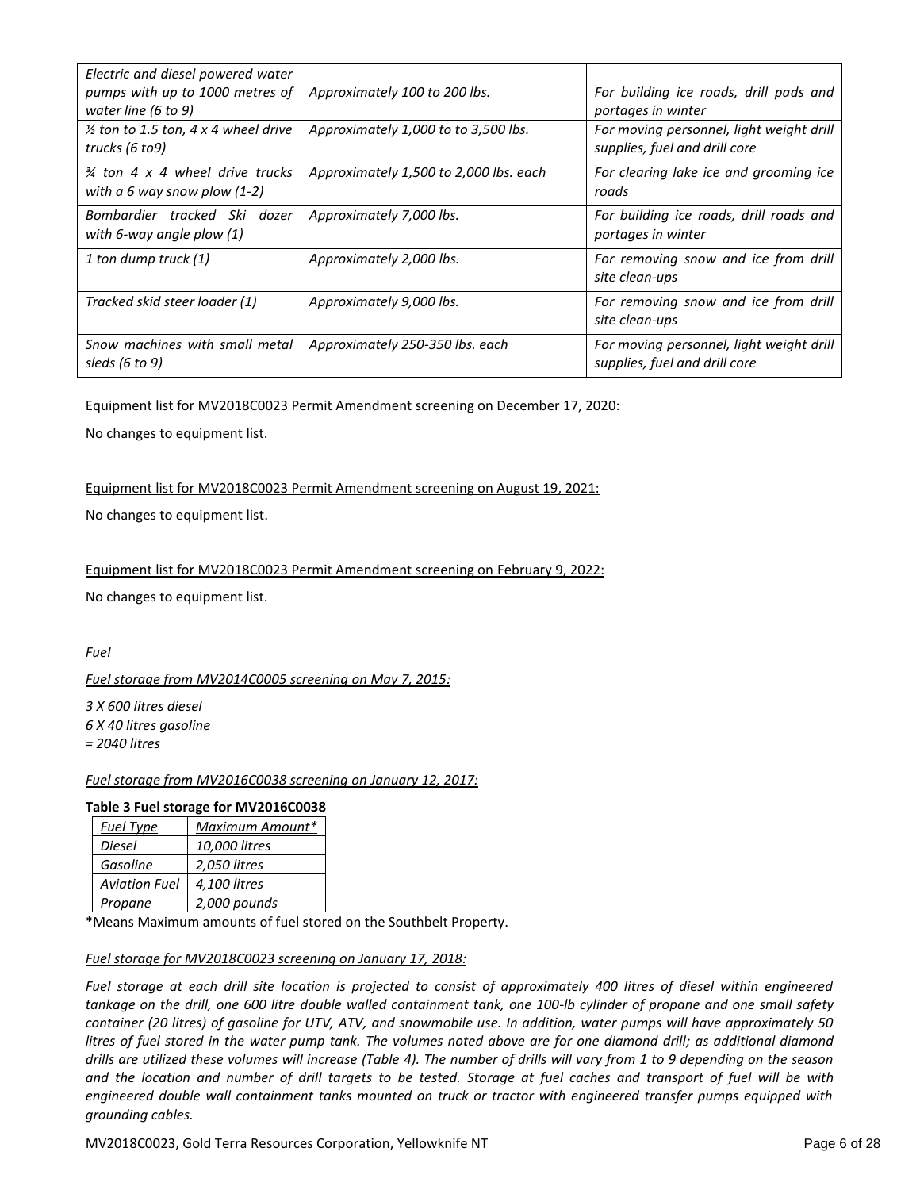| *Electric and diesel powered water pumps with up to 1000 metres of water line (6 to 9)* | *Approximately 100 to 200 lbs.* | *For building ice roads, drill pads and portages in winter* |
|---|---|---|
| *½ ton to 1.5 ton, 4 x 4 wheel drive trucks (6 to9)* | *Approximately 1,000 to 3,500 lbs.* | *For moving personnel, light weight drill supplies, fuel and drill core* |
| *¾ ton 4 x 4 wheel drive trucks with a 6 way snow plow (1-2)* | *Approximately 1,500 to 2,000 lbs. each* | *For clearing lake ice and grooming ice roads* |
| *Bombardier tracked Ski dozer with 6-way angle plow (1)* | *Approximately 7,000 lbs.* | *For building ice roads, drill roads and portages in winter* |
| *1 ton dump truck (1)* | *Approximately 2,000 lbs.* | *For removing snow and ice from drill site clean-ups* |
| *Tracked skid steer loader (1)* | *Approximately 9,000 lbs.* | *For removing snow and ice from drill site clean-ups* |
| *Snow machines with small metal sleds (6 to 9)* | *Approximately 250-350 lbs. each* | *For moving personnel, light weight drill supplies, fuel and drill core* |

Equipment list for MV2018C0023 Permit Amendment screening on December 17, 2020:

No changes to equipment list.

Equipment list for MV2018C0023 Permit Amendment screening on August 19, 2021:

No changes to equipment list.

Equipment list for MV2018C0023 Permit Amendment screening on February 9, 2022:

No changes to equipment list.

*Fuel*

*Fuel storage from MV2014C0005 screening on May 7, 2015:*

*3 X 600 litres diesel*
*6 X 40 litres gasoline*
*= 2040 litres*

*Fuel storage from MV2016C0038 screening on January 12, 2017:*

**Table 3 Fuel storage for MV2016C0038**

| *Fuel Type* | *Maximum Amount\** |
|---|---|
| *Diesel* | *10,000 litres* |
| *Gasoline* | *2,050 litres* |
| *Aviation Fuel* | *4,100 litres* |
| *Propane* | *2,000 pounds* |

*Means Maximum amounts of fuel stored on the Southbelt Property.

*Fuel storage for MV2018C0023 screening on January 17, 2018:*

*Fuel storage at each drill site location is projected to consist of approximately 400 litres of diesel within engineered tankage on the drill, one 600 litre double walled containment tank, one 100-lb cylinder of propane and one small safety container (20 litres) of gasoline for UTV, ATV, and snowmobile use. In addition, water pumps will have approximately 50 litres of fuel stored in the water pump tank. The volumes noted above are for one diamond drill; as additional diamond drills are utilized these volumes will increase (Table 4). The number of drills will vary from 1 to 9 depending on the season and the location and number of drill targets to be tested. Storage at fuel caches and transport of fuel will be with engineered double wall containment tanks mounted on truck or tractor with engineered transfer pumps equipped with grounding cables.*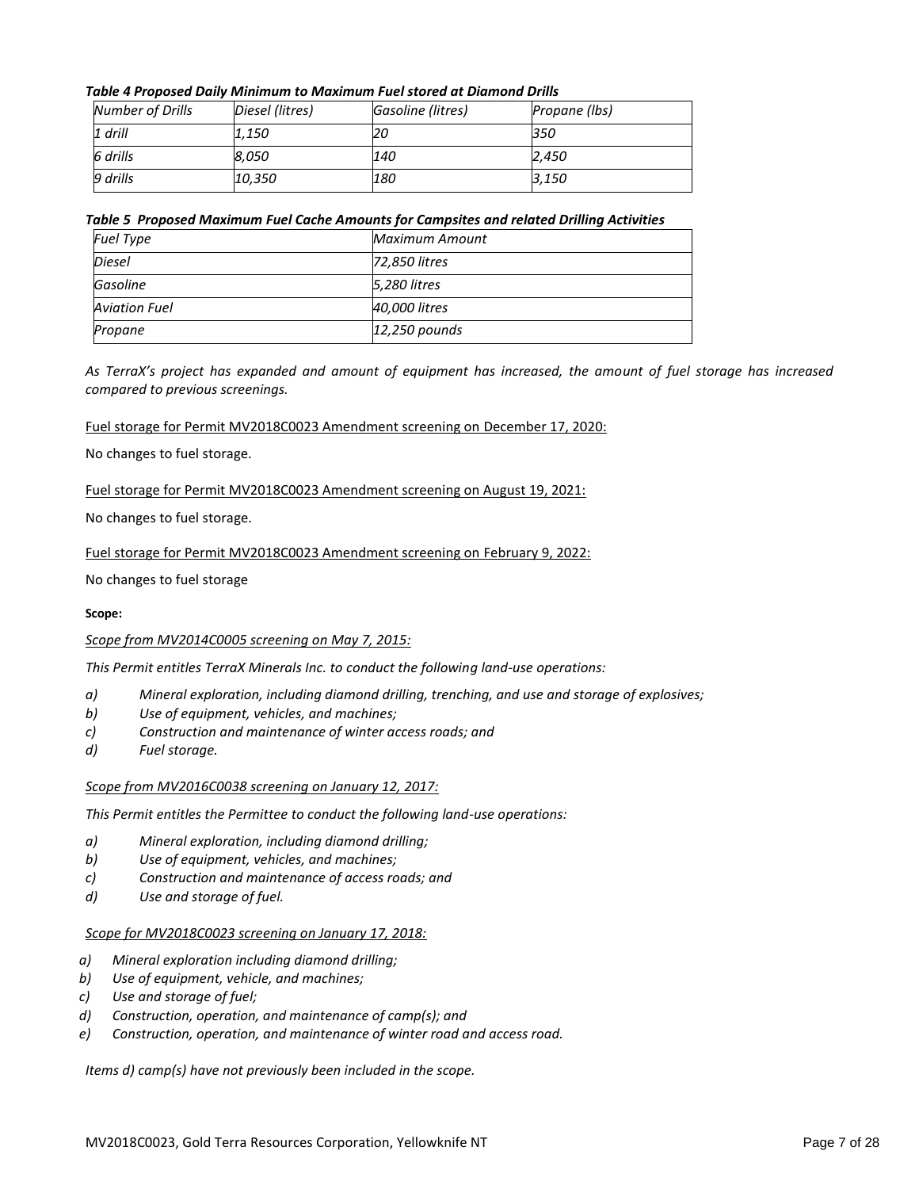***Table 4 Proposed Daily Minimum to Maximum Fuel stored at Diamond Drills***

| *Number of Drills* | *Diesel (litres)* | *Gasoline (litres)* | *Propane (lbs)* |
|---|---|---|---|
| *1 drill* | *1,150* | *20* | *350* |
| *6 drills* | *8,050* | *140* | *2,450* |
| *9 drills* | *10,350* | *180* | *3,150* |

***Table 5 Proposed Maximum Fuel Cache Amounts for Campsites and related Drilling Activities***

| *Fuel Type* | *Maximum Amount* |
|---|---|
| *Diesel* | *72,850 litres* |
| *Gasoline* | *5,280 litres* |
| *Aviation Fuel* | *40,000 litres* |
| *Propane* | *12,250 pounds* |

*As TerraX's project has expanded and amount of equipment has increased, the amount of fuel storage has increased compared to previous screenings.*

<u>Fuel storage for Permit MV2018C0023 Amendment screening on December 17, 2020:</u>

No changes to fuel storage.

<u>Fuel storage for Permit MV2018C0023 Amendment screening on August 19, 2021:</u>

No changes to fuel storage.

<u>Fuel storage for Permit MV2018C0023 Amendment screening on February 9, 2022:</u>

No changes to fuel storage

**Scope:**

*<u>Scope from MV2014C0005 screening on May 7, 2015:</u>*

*This Permit entitles TerraX Minerals Inc. to conduct the following land-use operations:*

- *a) Mineral exploration, including diamond drilling, trenching, and use and storage of explosives;*
- *b) Use of equipment, vehicles, and machines;*
- *c) Construction and maintenance of winter access roads; and*
- *d) Fuel storage.*

*<u>Scope from MV2016C0038 screening on January 12, 2017:</u>*

*This Permit entitles the Permittee to conduct the following land-use operations:*

- *a) Mineral exploration, including diamond drilling;*
- *b) Use of equipment, vehicles, and machines;*
- *c) Construction and maintenance of access roads; and*
- *d) Use and storage of fuel.*

*<u>Scope for MV2018C0023 screening on January 17, 2018:</u>*

- *a) Mineral exploration including diamond drilling;*
- *b) Use of equipment, vehicle, and machines;*
- *c) Use and storage of fuel;*
- *d) Construction, operation, and maintenance of camp(s); and*
- *e) Construction, operation, and maintenance of winter road and access road.*

*Items d) camp(s) have not previously been included in the scope.*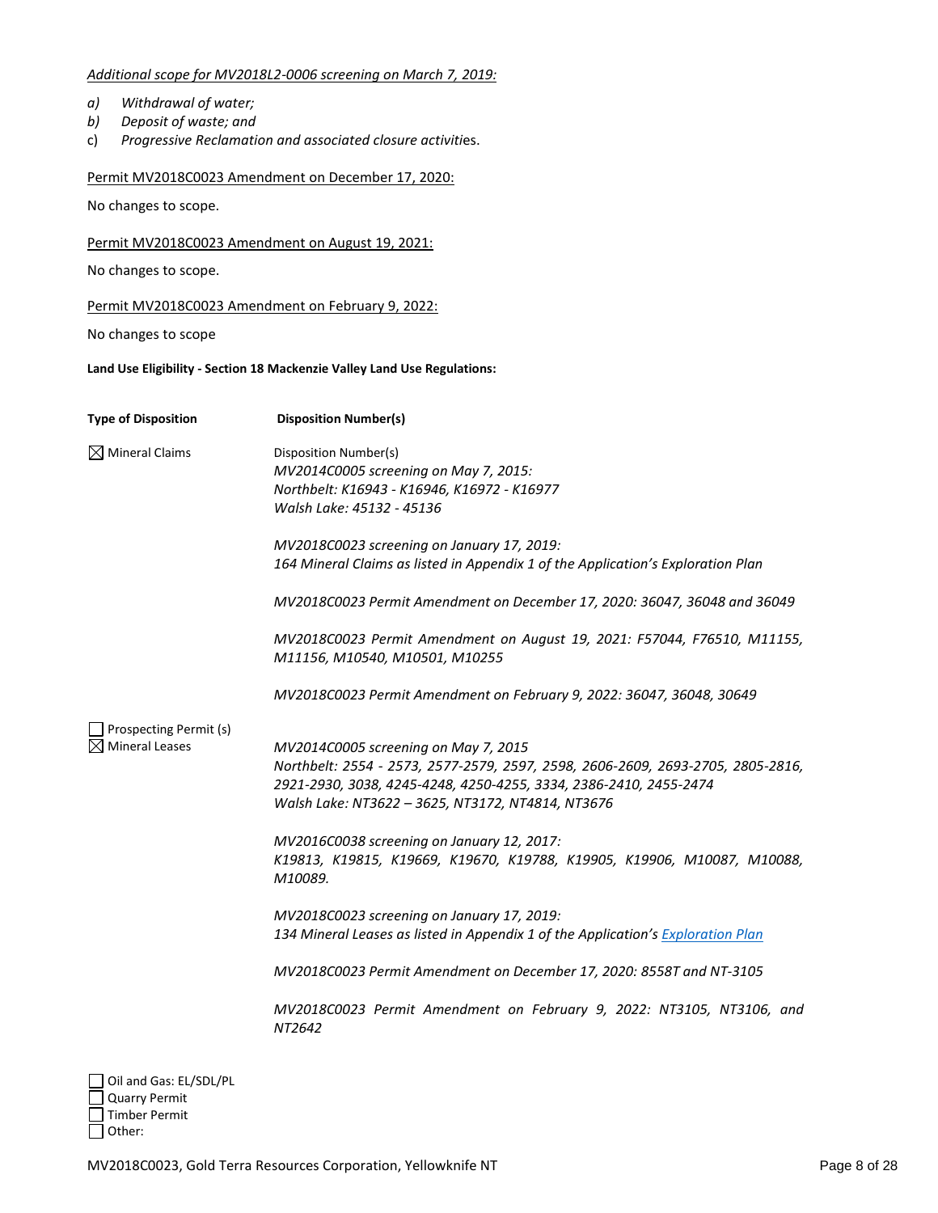*Additional scope for MV2018L2-0006 screening on March 7, 2019:*

a) *Withdrawal of water;*
b) *Deposit of waste; and*
c) *Progressive Reclamation and associated closure activit*ies.

Permit MV2018C0023 Amendment on December 17, 2020:

No changes to scope.

Permit MV2018C0023 Amendment on August 19, 2021:

No changes to scope.

Permit MV2018C0023 Amendment on February 9, 2022:

No changes to scope

**Land Use Eligibility - Section 18 Mackenzie Valley Land Use Regulations:**

| **Type of Disposition** | **Disposition Number(s)** |
|---|---|
| ☒ Mineral Claims | Disposition Number(s)<br>*MV2014C0005 screening on May 7, 2015:*<br>*Northbelt: K16943 - K16946, K16972 - K16977*<br>*Walsh Lake: 45132 - 45136*<br><br>*MV2018C0023 screening on January 17, 2019:*<br>*164 Mineral Claims as listed in Appendix 1 of the Application's Exploration Plan*<br><br>*MV2018C0023 Permit Amendment on December 17, 2020: 36047, 36048 and 36049*<br><br>*MV2018C0023 Permit Amendment on August 19, 2021: F57044, F76510, M11155, M11156, M10540, M10501, M10255*<br><br>*MV2018C0023 Permit Amendment on February 9, 2022: 36047, 36048, 30649* |
| ☐ Prospecting Permit (s) | |
| ☒ Mineral Leases | *MV2014C0005 screening on May 7, 2015*<br>*Northbelt: 2554 - 2573, 2577-2579, 2597, 2598, 2606-2609, 2693-2705, 2805-2816, 2921-2930, 3038, 4245-4248, 4250-4255, 3334, 2386-2410, 2455-2474*<br>*Walsh Lake: NT3622 – 3625, NT3172, NT4814, NT3676*<br><br>*MV2016C0038 screening on January 12, 2017:*<br>*K19813, K19815, K19669, K19670, K19788, K19905, K19906, M10087, M10088, M10089.*<br><br>*MV2018C0023 screening on January 17, 2019:*<br>*134 Mineral Leases as listed in Appendix 1 of the Application's Exploration Plan*<br><br>*MV2018C0023 Permit Amendment on December 17, 2020: 8558T and NT-3105*<br><br>*MV2018C0023 Permit Amendment on February 9, 2022: NT3105, NT3106, and NT2642* |
| ☐ Oil and Gas: EL/SDL/PL | |
| ☐ Quarry Permit | |
| ☐ Timber Permit | |
| ☐ Other: | |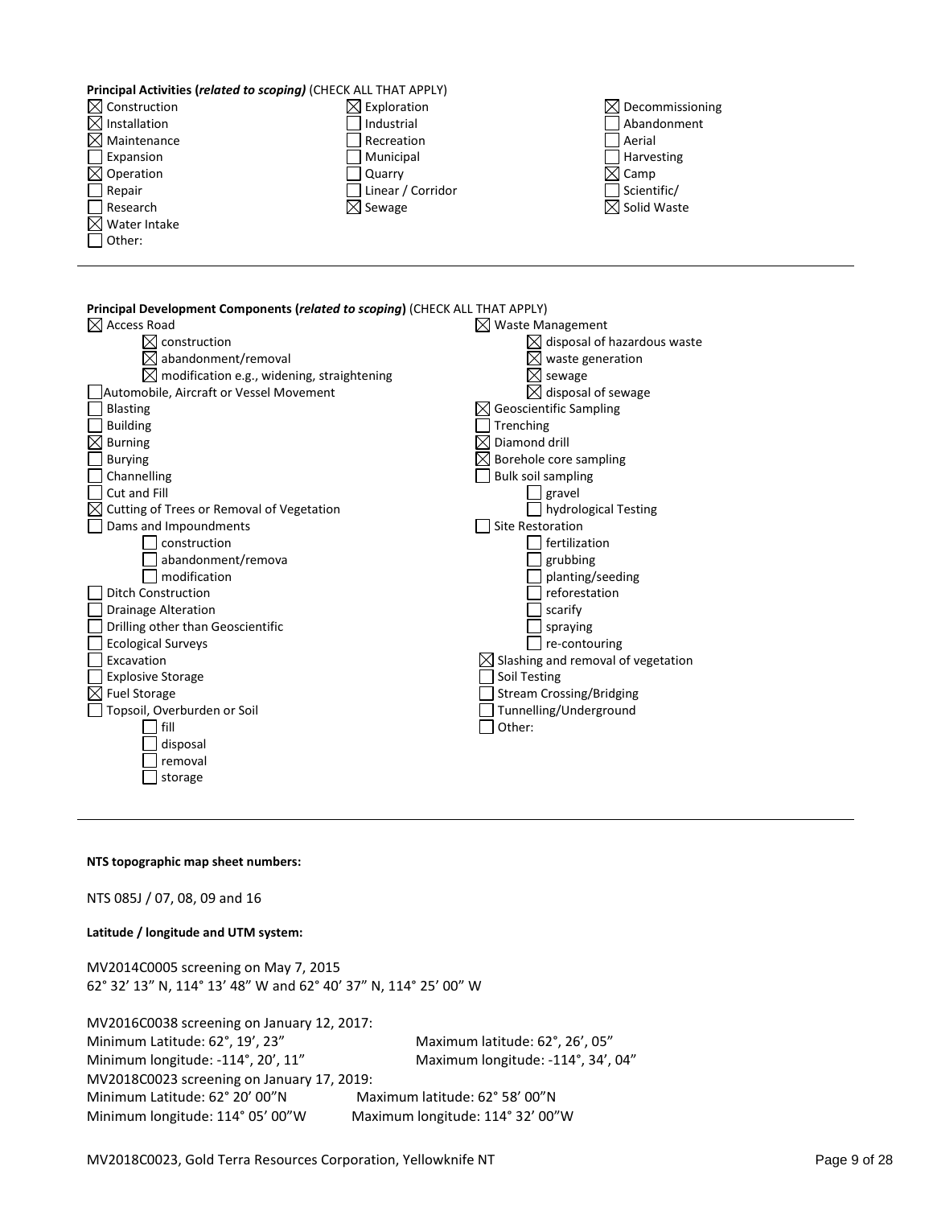**Principal Activities (*related to scoping*)** (CHECK ALL THAT APPLY)

- [x] Construction
- [x] Installation
- [x] Maintenance
- [ ] Expansion
- [x] Operation
- [ ] Repair
- [ ] Research
- [x] Water Intake
- [ ] Other:
- [x] Exploration
- [ ] Industrial
- [ ] Recreation
- [ ] Municipal
- [ ] Quarry
- [ ] Linear / Corridor
- [x] Sewage
- [x] Decommissioning
- [ ] Abandonment
- [ ] Aerial
- [ ] Harvesting
- [x] Camp
- [ ] Scientific/
- [x] Solid Waste

---

**Principal Development Components (*related to scoping*)** (CHECK ALL THAT APPLY)

- [x] Access Road
  - [x] construction
  - [x] abandonment/removal
  - [x] modification e.g., widening, straightening
- [ ] Automobile, Aircraft or Vessel Movement
- [ ] Blasting
- [ ] Building
- [x] Burning
- [ ] Burying
- [ ] Channelling
- [ ] Cut and Fill
- [x] Cutting of Trees or Removal of Vegetation
- [ ] Dams and Impoundments
  - [ ] construction
  - [ ] abandonment/remova
  - [ ] modification
- [ ] Ditch Construction
- [ ] Drainage Alteration
- [ ] Drilling other than Geoscientific
- [ ] Ecological Surveys
- [ ] Excavation
- [ ] Explosive Storage
- [x] Fuel Storage
- [ ] Topsoil, Overburden or Soil
  - [ ] fill
  - [ ] disposal
  - [ ] removal
  - [ ] storage
- [x] Waste Management
  - [x] disposal of hazardous waste
  - [x] waste generation
  - [x] sewage
  - [x] disposal of sewage
- [x] Geoscientific Sampling
- [ ] Trenching
- [x] Diamond drill
- [x] Borehole core sampling
- [ ] Bulk soil sampling
  - [ ] gravel
  - [ ] hydrological Testing
- [ ] Site Restoration
  - [ ] fertilization
  - [ ] grubbing
  - [ ] planting/seeding
  - [ ] reforestation
  - [ ] scarify
  - [ ] spraying
  - [ ] re-contouring
- [x] Slashing and removal of vegetation
- [ ] Soil Testing
- [ ] Stream Crossing/Bridging
- [ ] Tunnelling/Underground
- [ ] Other:

---

**NTS topographic map sheet numbers:**

NTS 085J / 07, 08, 09 and 16

**Latitude / longitude and UTM system:**

MV2014C0005 screening on May 7, 2015
62° 32' 13" N, 114° 13' 48" W and 62° 40' 37" N, 114° 25' 00" W

MV2016C0038 screening on January 12, 2017:
Minimum Latitude: 62°, 19', 23" Maximum latitude: 62°, 26', 05"
Minimum longitude: -114°, 20', 11" Maximum longitude: -114°, 34', 04"
MV2018C0023 screening on January 17, 2019:
Minimum Latitude: 62° 20' 00"N Maximum latitude: 62° 58' 00"N
Minimum longitude: 114° 05' 00"W Maximum longitude: 114° 32' 00"W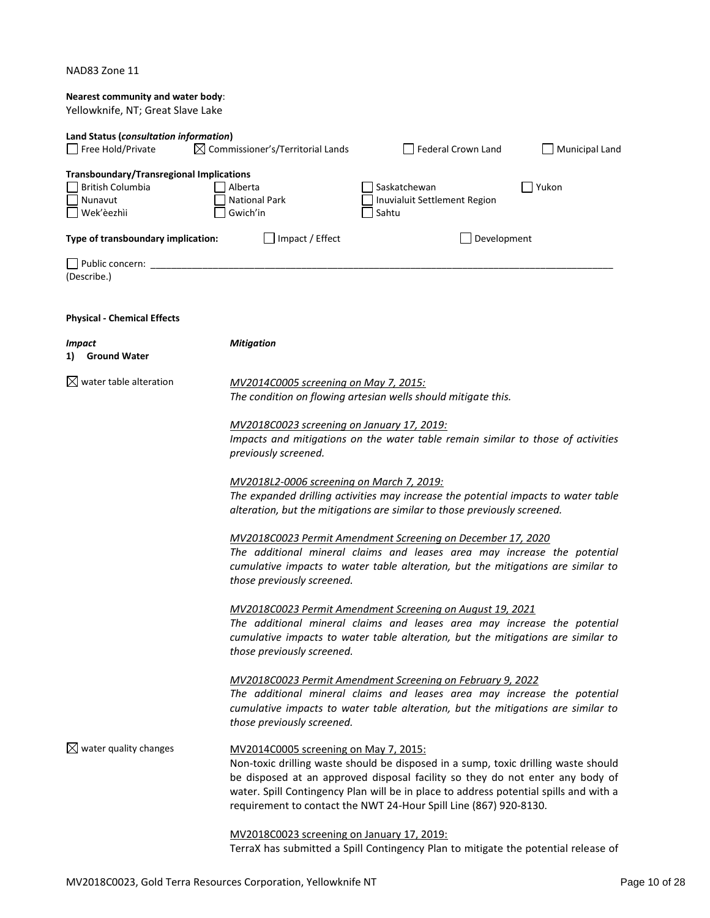NAD83 Zone 11

**Nearest community and water body**:
Yellowknife, NT; Great Slave Lake

**Land Status (*consultation information*)**

☐ Free Hold/Private ☒ Commissioner's/Territorial Lands ☐ Federal Crown Land ☐ Municipal Land

**Transboundary/Transregional Implications**

☐ British Columbia ☐ Alberta ☐ Saskatchewan ☐ Yukon
☐ Nunavut ☐ National Park ☐ Inuvialuit Settlement Region
☐ Wek'èezhìi ☐ Gwich'in ☐ Sahtu

**Type of transboundary implication:** ☐ Impact / Effect ☐ Development

☐ Public concern: ___________________________________________
(Describe.)

**Physical - Chemical Effects**

| *Impact* | *Mitigation* |
|---|---|
| **1) Ground Water** | |
| ☒ water table alteration | <u>*MV2014C0005 screening on May 7, 2015:*</u><br>*The condition on flowing artesian wells should mitigate this.*<br><br><u>*MV2018C0023 screening on January 17, 2019:*</u><br>*Impacts and mitigations on the water table remain similar to those of activities previously screened.*<br><br><u>*MV2018L2-0006 screening on March 7, 2019:*</u><br>*The expanded drilling activities may increase the potential impacts to water table alteration, but the mitigations are similar to those previously screened.*<br><br><u>*MV2018C0023 Permit Amendment Screening on December 17, 2020*</u><br>*The additional mineral claims and leases area may increase the potential cumulative impacts to water table alteration, but the mitigations are similar to those previously screened.*<br><br><u>*MV2018C0023 Permit Amendment Screening on August 19, 2021*</u><br>*The additional mineral claims and leases area may increase the potential cumulative impacts to water table alteration, but the mitigations are similar to those previously screened.*<br><br><u>*MV2018C0023 Permit Amendment Screening on February 9, 2022*</u><br>*The additional mineral claims and leases area may increase the potential cumulative impacts to water table alteration, but the mitigations are similar to those previously screened.* |
| ☒ water quality changes | <u>MV2014C0005 screening on May 7, 2015:</u><br>Non-toxic drilling waste should be disposed in a sump, toxic drilling waste should be disposed at an approved disposal facility so they do not enter any body of water. Spill Contingency Plan will be in place to address potential spills and with a requirement to contact the NWT 24-Hour Spill Line (867) 920-8130.<br><br><u>MV2018C0023 screening on January 17, 2019:</u><br>TerraX has submitted a Spill Contingency Plan to mitigate the potential release of |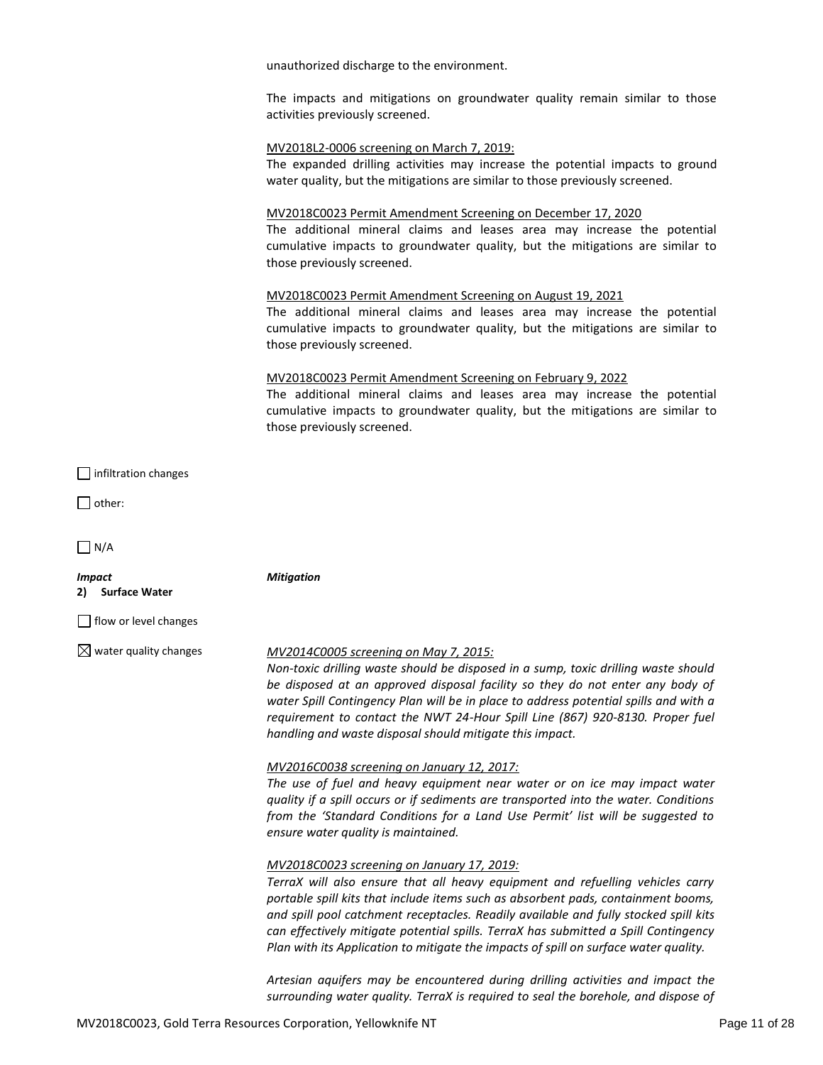unauthorized discharge to the environment.

The impacts and mitigations on groundwater quality remain similar to those activities previously screened.

<u>MV2018L2-0006 screening on March 7, 2019:</u>
The expanded drilling activities may increase the potential impacts to ground water quality, but the mitigations are similar to those previously screened.

<u>MV2018C0023 Permit Amendment Screening on December 17, 2020</u>
The additional mineral claims and leases area may increase the potential cumulative impacts to groundwater quality, but the mitigations are similar to those previously screened.

<u>MV2018C0023 Permit Amendment Screening on August 19, 2021</u>
The additional mineral claims and leases area may increase the potential cumulative impacts to groundwater quality, but the mitigations are similar to those previously screened.

<u>MV2018C0023 Permit Amendment Screening on February 9, 2022</u>
The additional mineral claims and leases area may increase the potential cumulative impacts to groundwater quality, but the mitigations are similar to those previously screened.

☐ infiltration changes

☐ other:

☐ N/A

***Impact*** — ***Mitigation***

**2) Surface Water**

☐ flow or level changes

☒ water quality changes

*<u>MV2014C0005 screening on May 7, 2015:</u>*
*Non-toxic drilling waste should be disposed in a sump, toxic drilling waste should be disposed at an approved disposal facility so they do not enter any body of water Spill Contingency Plan will be in place to address potential spills and with a requirement to contact the NWT 24-Hour Spill Line (867) 920-8130. Proper fuel handling and waste disposal should mitigate this impact.*

*<u>MV2016C0038 screening on January 12, 2017:</u>*
*The use of fuel and heavy equipment near water or on ice may impact water quality if a spill occurs or if sediments are transported into the water. Conditions from the 'Standard Conditions for a Land Use Permit' list will be suggested to ensure water quality is maintained.*

*<u>MV2018C0023 screening on January 17, 2019:</u>*
*TerraX will also ensure that all heavy equipment and refuelling vehicles carry portable spill kits that include items such as absorbent pads, containment booms, and spill pool catchment receptacles. Readily available and fully stocked spill kits can effectively mitigate potential spills. TerraX has submitted a Spill Contingency Plan with its Application to mitigate the impacts of spill on surface water quality.*

*Artesian aquifers may be encountered during drilling activities and impact the surrounding water quality. TerraX is required to seal the borehole, and dispose of*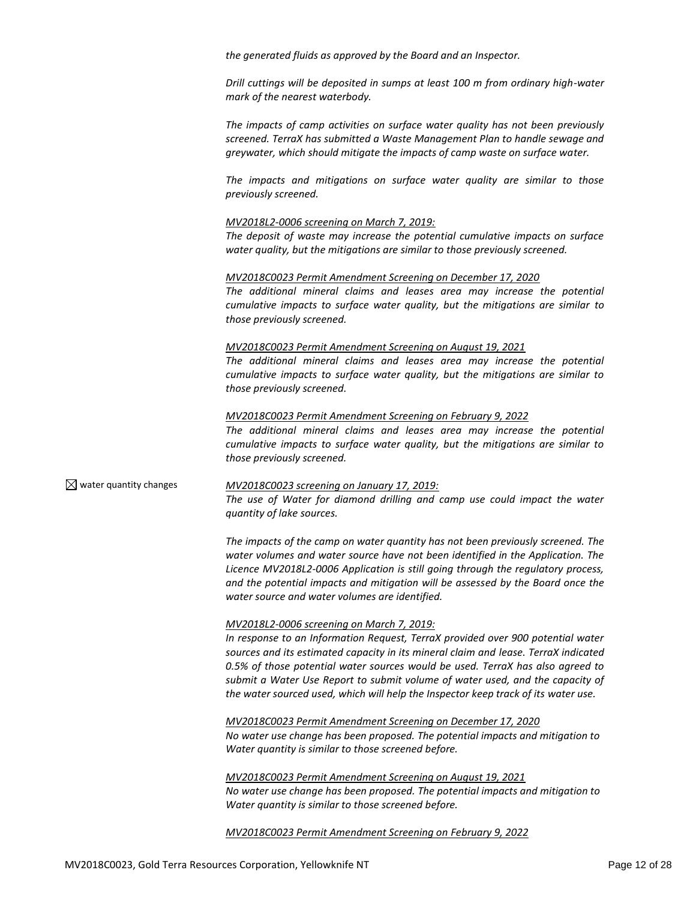*the generated fluids as approved by the Board and an Inspector.*

*Drill cuttings will be deposited in sumps at least 100 m from ordinary high-water mark of the nearest waterbody.*

*The impacts of camp activities on surface water quality has not been previously screened. TerraX has submitted a Waste Management Plan to handle sewage and greywater, which should mitigate the impacts of camp waste on surface water.*

*The impacts and mitigations on surface water quality are similar to those previously screened.*

*<u>MV2018L2-0006 screening on March 7, 2019:</u>*
*The deposit of waste may increase the potential cumulative impacts on surface water quality, but the mitigations are similar to those previously screened.*

*<u>MV2018C0023 Permit Amendment Screening on December 17, 2020</u>*
*The additional mineral claims and leases area may increase the potential cumulative impacts to surface water quality, but the mitigations are similar to those previously screened.*

*<u>MV2018C0023 Permit Amendment Screening on August 19, 2021</u>*
*The additional mineral claims and leases area may increase the potential cumulative impacts to surface water quality, but the mitigations are similar to those previously screened.*

*<u>MV2018C0023 Permit Amendment Screening on February 9, 2022</u>*
*The additional mineral claims and leases area may increase the potential cumulative impacts to surface water quality, but the mitigations are similar to those previously screened.*

☒ water quantity changes

*<u>MV2018C0023 screening on January 17, 2019:</u>*
*The use of Water for diamond drilling and camp use could impact the water quantity of lake sources.*

*The impacts of the camp on water quantity has not been previously screened. The water volumes and water source have not been identified in the Application. The Licence MV2018L2-0006 Application is still going through the regulatory process, and the potential impacts and mitigation will be assessed by the Board once the water source and water volumes are identified.*

*<u>MV2018L2-0006 screening on March 7, 2019:</u>*
*In response to an Information Request, TerraX provided over 900 potential water sources and its estimated capacity in its mineral claim and lease. TerraX indicated 0.5% of those potential water sources would be used. TerraX has also agreed to submit a Water Use Report to submit volume of water used, and the capacity of the water sourced used, which will help the Inspector keep track of its water use.*

*<u>MV2018C0023 Permit Amendment Screening on December 17, 2020</u>*
*No water use change has been proposed. The potential impacts and mitigation to Water quantity is similar to those screened before.*

*<u>MV2018C0023 Permit Amendment Screening on August 19, 2021</u>*
*No water use change has been proposed. The potential impacts and mitigation to Water quantity is similar to those screened before.*

*<u>MV2018C0023 Permit Amendment Screening on February 9, 2022</u>*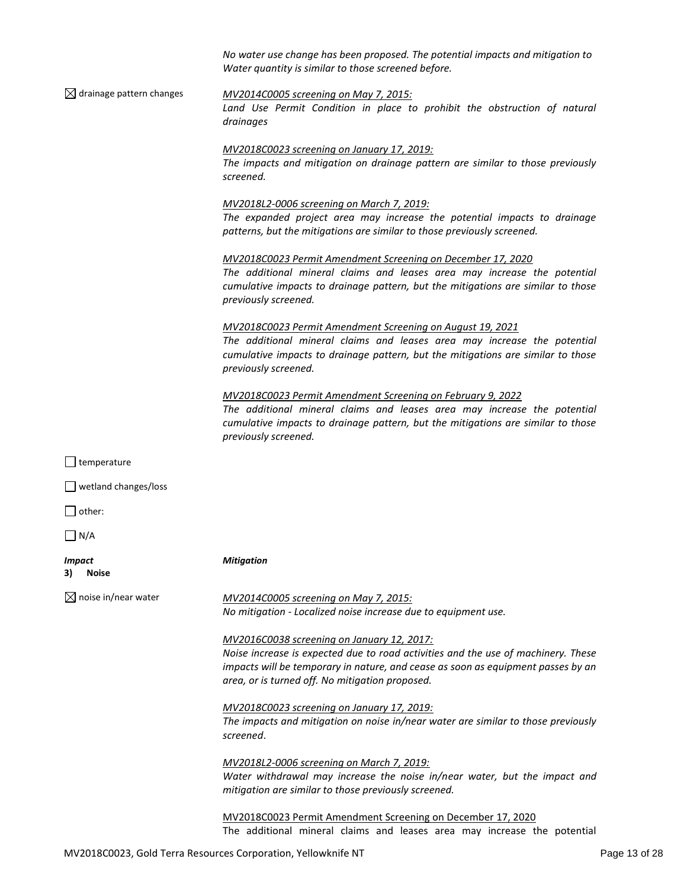*No water use change has been proposed. The potential impacts and mitigation to Water quantity is similar to those screened before.*

☒ drainage pattern changes

*MV2014C0005 screening on May 7, 2015:*
*Land Use Permit Condition in place to prohibit the obstruction of natural drainages*

*MV2018C0023 screening on January 17, 2019:*
*The impacts and mitigation on drainage pattern are similar to those previously screened.*

*MV2018L2-0006 screening on March 7, 2019:*
*The expanded project area may increase the potential impacts to drainage patterns, but the mitigations are similar to those previously screened.*

*MV2018C0023 Permit Amendment Screening on December 17, 2020*
*The additional mineral claims and leases area may increase the potential cumulative impacts to drainage pattern, but the mitigations are similar to those previously screened.*

*MV2018C0023 Permit Amendment Screening on August 19, 2021*
*The additional mineral claims and leases area may increase the potential cumulative impacts to drainage pattern, but the mitigations are similar to those previously screened.*

*MV2018C0023 Permit Amendment Screening on February 9, 2022*
*The additional mineral claims and leases area may increase the potential cumulative impacts to drainage pattern, but the mitigations are similar to those previously screened.*

☐ temperature

☐ wetland changes/loss

☐ other:

☐ N/A

***Impact*** — ***Mitigation***

**3) Noise**

☒ noise in/near water

*MV2014C0005 screening on May 7, 2015:*
*No mitigation - Localized noise increase due to equipment use.*

*MV2016C0038 screening on January 12, 2017:*
*Noise increase is expected due to road activities and the use of machinery. These impacts will be temporary in nature, and cease as soon as equipment passes by an area, or is turned off. No mitigation proposed.*

*MV2018C0023 screening on January 17, 2019:*
*The impacts and mitigation on noise in/near water are similar to those previously screened.*

*MV2018L2-0006 screening on March 7, 2019:*
*Water withdrawal may increase the noise in/near water, but the impact and mitigation are similar to those previously screened.*

MV2018C0023 Permit Amendment Screening on December 17, 2020
The additional mineral claims and leases area may increase the potential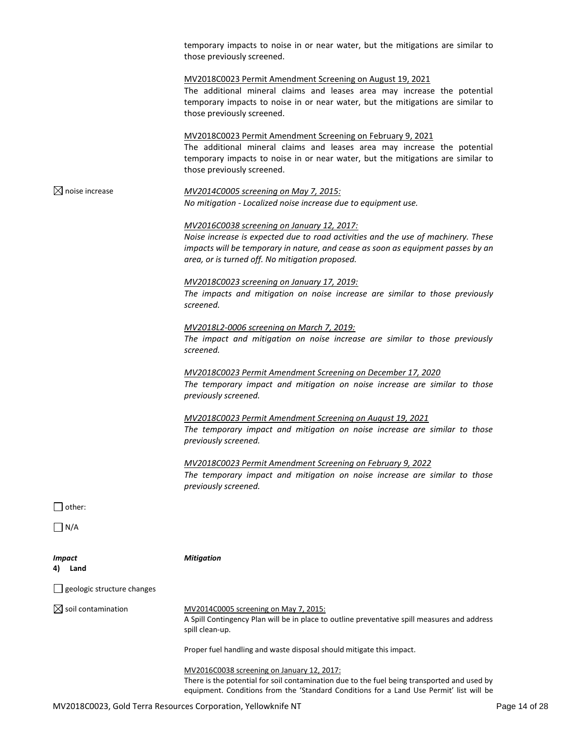temporary impacts to noise in or near water, but the mitigations are similar to those previously screened.

MV2018C0023 Permit Amendment Screening on August 19, 2021
The additional mineral claims and leases area may increase the potential temporary impacts to noise in or near water, but the mitigations are similar to those previously screened.

MV2018C0023 Permit Amendment Screening on February 9, 2021
The additional mineral claims and leases area may increase the potential temporary impacts to noise in or near water, but the mitigations are similar to those previously screened.

☒ noise increase

*MV2014C0005 screening on May 7, 2015:*
*No mitigation - Localized noise increase due to equipment use.*

*MV2016C0038 screening on January 12, 2017:*
*Noise increase is expected due to road activities and the use of machinery. These impacts will be temporary in nature, and cease as soon as equipment passes by an area, or is turned off. No mitigation proposed.*

*MV2018C0023 screening on January 17, 2019:*
*The impacts and mitigation on noise increase are similar to those previously screened.*

*MV2018L2-0006 screening on March 7, 2019:*
*The impact and mitigation on noise increase are similar to those previously screened.*

*MV2018C0023 Permit Amendment Screening on December 17, 2020*
*The temporary impact and mitigation on noise increase are similar to those previously screened.*

*MV2018C0023 Permit Amendment Screening on August 19, 2021*
*The temporary impact and mitigation on noise increase are similar to those previously screened.*

*MV2018C0023 Permit Amendment Screening on February 9, 2022*
*The temporary impact and mitigation on noise increase are similar to those previously screened.*

☐ other:

☐ N/A

***Impact*** ***Mitigation***

**4) Land**

☐ geologic structure changes

☒ soil contamination

MV2014C0005 screening on May 7, 2015:
A Spill Contingency Plan will be in place to outline preventative spill measures and address spill clean-up.

Proper fuel handling and waste disposal should mitigate this impact.

MV2016C0038 screening on January 12, 2017:
There is the potential for soil contamination due to the fuel being transported and used by equipment. Conditions from the 'Standard Conditions for a Land Use Permit' list will be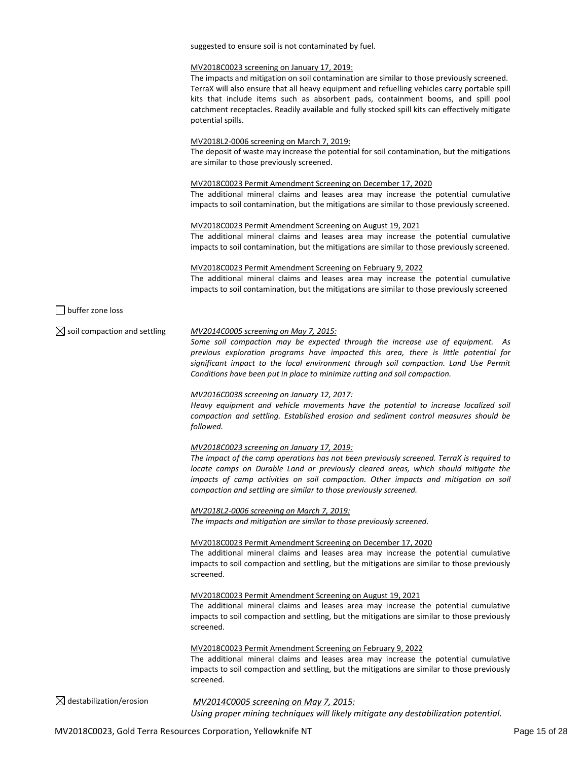suggested to ensure soil is not contaminated by fuel.

MV2018C0023 screening on January 17, 2019:
The impacts and mitigation on soil contamination are similar to those previously screened. TerraX will also ensure that all heavy equipment and refuelling vehicles carry portable spill kits that include items such as absorbent pads, containment booms, and spill pool catchment receptacles. Readily available and fully stocked spill kits can effectively mitigate potential spills.

MV2018L2-0006 screening on March 7, 2019:
The deposit of waste may increase the potential for soil contamination, but the mitigations are similar to those previously screened.

MV2018C0023 Permit Amendment Screening on December 17, 2020
The additional mineral claims and leases area may increase the potential cumulative impacts to soil contamination, but the mitigations are similar to those previously screened.

MV2018C0023 Permit Amendment Screening on August 19, 2021
The additional mineral claims and leases area may increase the potential cumulative impacts to soil contamination, but the mitigations are similar to those previously screened.

MV2018C0023 Permit Amendment Screening on February 9, 2022
The additional mineral claims and leases area may increase the potential cumulative impacts to soil contamination, but the mitigations are similar to those previously screened

☐ buffer zone loss

☒ soil compaction and settling

*MV2014C0005 screening on May 7, 2015:*
*Some soil compaction may be expected through the increase use of equipment. As previous exploration programs have impacted this area, there is little potential for significant impact to the local environment through soil compaction. Land Use Permit Conditions have been put in place to minimize rutting and soil compaction.*

*MV2016C0038 screening on January 12, 2017:*
*Heavy equipment and vehicle movements have the potential to increase localized soil compaction and settling. Established erosion and sediment control measures should be followed.*

*MV2018C0023 screening on January 17, 2019:*
*The impact of the camp operations has not been previously screened. TerraX is required to locate camps on Durable Land or previously cleared areas, which should mitigate the impacts of camp activities on soil compaction. Other impacts and mitigation on soil compaction and settling are similar to those previously screened.*

*MV2018L2-0006 screening on March 7, 2019:*
*The impacts and mitigation are similar to those previously screened.*

MV2018C0023 Permit Amendment Screening on December 17, 2020
The additional mineral claims and leases area may increase the potential cumulative impacts to soil compaction and settling, but the mitigations are similar to those previously screened.

MV2018C0023 Permit Amendment Screening on August 19, 2021
The additional mineral claims and leases area may increase the potential cumulative impacts to soil compaction and settling, but the mitigations are similar to those previously screened.

MV2018C0023 Permit Amendment Screening on February 9, 2022
The additional mineral claims and leases area may increase the potential cumulative impacts to soil compaction and settling, but the mitigations are similar to those previously screened.

☒ destabilization/erosion

*MV2014C0005 screening on May 7, 2015:*
*Using proper mining techniques will likely mitigate any destabilization potential.*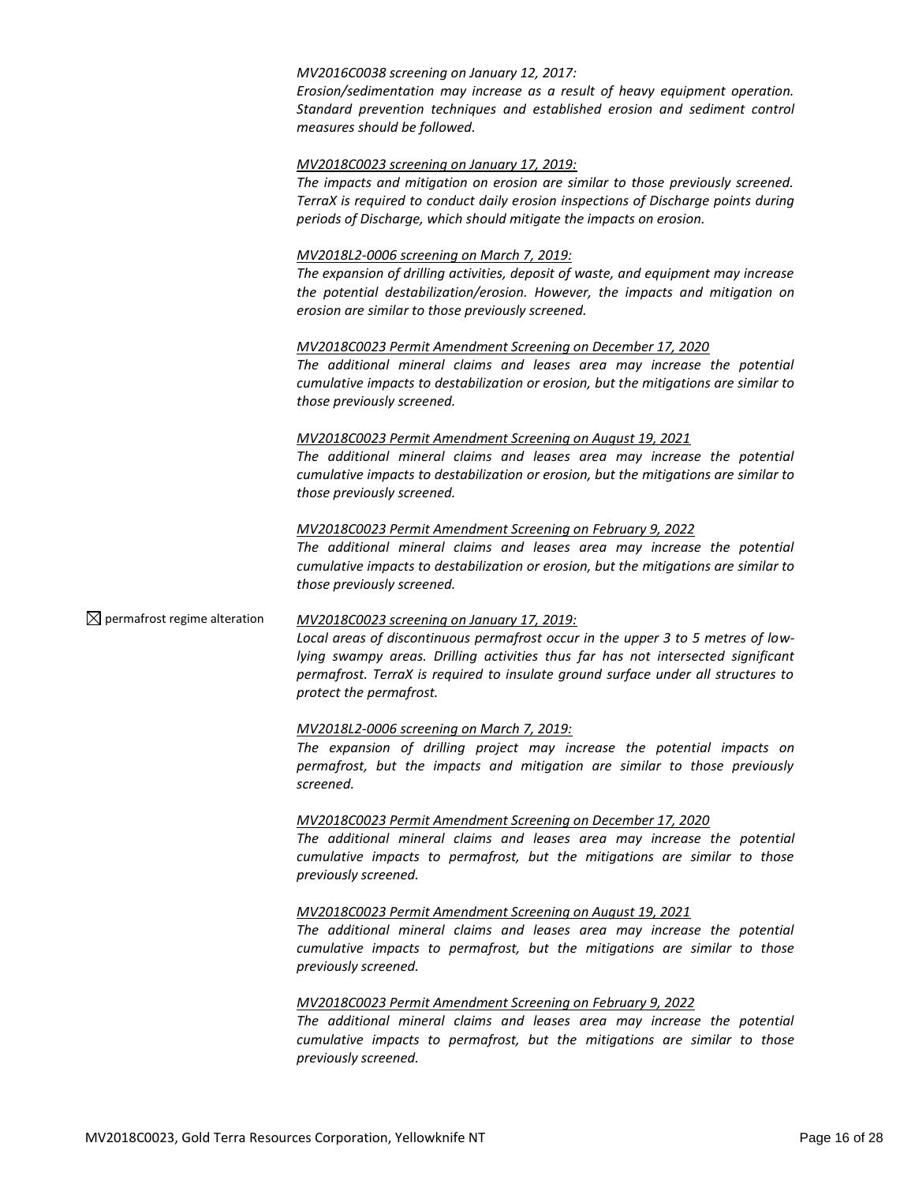*MV2016C0038 screening on January 12, 2017:*
*Erosion/sedimentation may increase as a result of heavy equipment operation. Standard prevention techniques and established erosion and sediment control measures should be followed.*

*MV2018C0023 screening on January 17, 2019:*
*The impacts and mitigation on erosion are similar to those previously screened. TerraX is required to conduct daily erosion inspections of Discharge points during periods of Discharge, which should mitigate the impacts on erosion.*

*MV2018L2-0006 screening on March 7, 2019:*
*The expansion of drilling activities, deposit of waste, and equipment may increase the potential destabilization/erosion. However, the impacts and mitigation on erosion are similar to those previously screened.*

*MV2018C0023 Permit Amendment Screening on December 17, 2020*
*The additional mineral claims and leases area may increase the potential cumulative impacts to destabilization or erosion, but the mitigations are similar to those previously screened.*

*MV2018C0023 Permit Amendment Screening on August 19, 2021*
*The additional mineral claims and leases area may increase the potential cumulative impacts to destabilization or erosion, but the mitigations are similar to those previously screened.*

*MV2018C0023 Permit Amendment Screening on February 9, 2022*
*The additional mineral claims and leases area may increase the potential cumulative impacts to destabilization or erosion, but the mitigations are similar to those previously screened.*

☒ permafrost regime alteration

*MV2018C0023 screening on January 17, 2019:*
*Local areas of discontinuous permafrost occur in the upper 3 to 5 metres of low-lying swampy areas. Drilling activities thus far has not intersected significant permafrost. TerraX is required to insulate ground surface under all structures to protect the permafrost.*

*MV2018L2-0006 screening on March 7, 2019:*
*The expansion of drilling project may increase the potential impacts on permafrost, but the impacts and mitigation are similar to those previously screened.*

*MV2018C0023 Permit Amendment Screening on December 17, 2020*
*The additional mineral claims and leases area may increase the potential cumulative impacts to permafrost, but the mitigations are similar to those previously screened.*

*MV2018C0023 Permit Amendment Screening on August 19, 2021*
*The additional mineral claims and leases area may increase the potential cumulative impacts to permafrost, but the mitigations are similar to those previously screened.*

*MV2018C0023 Permit Amendment Screening on February 9, 2022*
*The additional mineral claims and leases area may increase the potential cumulative impacts to permafrost, but the mitigations are similar to those previously screened.*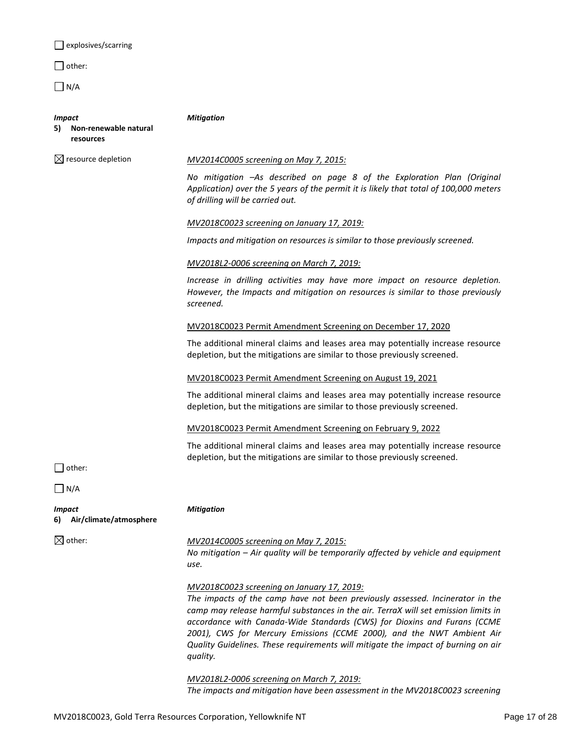☐ explosives/scarring

☐ other:

☐ N/A

***Impact***

**5) Non-renewable natural resources**

***Mitigation***

☒ resource depletion

*MV2014C0005 screening on May 7, 2015:*

*No mitigation –As described on page 8 of the Exploration Plan (Original Application) over the 5 years of the permit it is likely that total of 100,000 meters of drilling will be carried out.*

*MV2018C0023 screening on January 17, 2019:*

*Impacts and mitigation on resources is similar to those previously screened.*

*MV2018L2-0006 screening on March 7, 2019:*

*Increase in drilling activities may have more impact on resource depletion. However, the Impacts and mitigation on resources is similar to those previously screened.*

MV2018C0023 Permit Amendment Screening on December 17, 2020

The additional mineral claims and leases area may potentially increase resource depletion, but the mitigations are similar to those previously screened.

MV2018C0023 Permit Amendment Screening on August 19, 2021

The additional mineral claims and leases area may potentially increase resource depletion, but the mitigations are similar to those previously screened.

MV2018C0023 Permit Amendment Screening on February 9, 2022

The additional mineral claims and leases area may potentially increase resource depletion, but the mitigations are similar to those previously screened.

☐ other:

☐ N/A

***Impact***

**6) Air/climate/atmosphere**

***Mitigation***

☒ other:

*MV2014C0005 screening on May 7, 2015:*
*No mitigation – Air quality will be temporarily affected by vehicle and equipment use.*

*MV2018C0023 screening on January 17, 2019:*
*The impacts of the camp have not been previously assessed. Incinerator in the camp may release harmful substances in the air. TerraX will set emission limits in accordance with Canada-Wide Standards (CWS) for Dioxins and Furans (CCME 2001), CWS for Mercury Emissions (CCME 2000), and the NWT Ambient Air Quality Guidelines. These requirements will mitigate the impact of burning on air quality.*

*MV2018L2-0006 screening on March 7, 2019:*
*The impacts and mitigation have been assessment in the MV2018C0023 screening*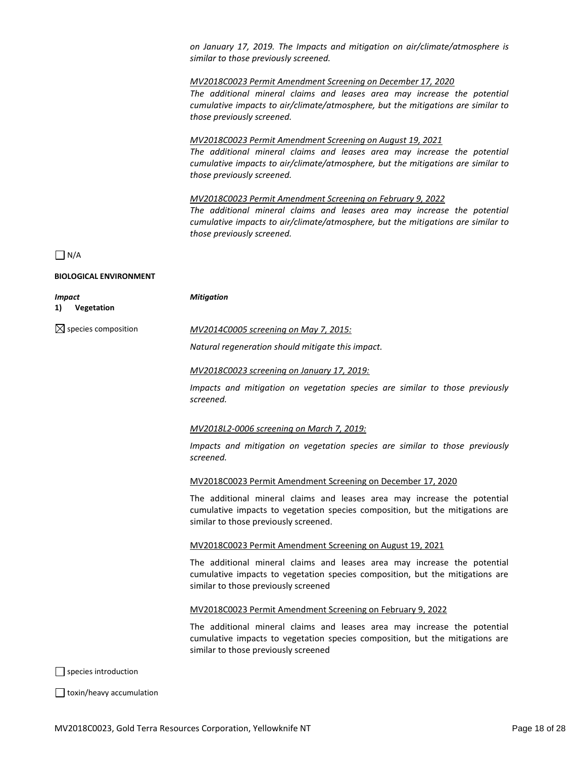*on January 17, 2019. The Impacts and mitigation on air/climate/atmosphere is similar to those previously screened.*

*MV2018C0023 Permit Amendment Screening on December 17, 2020*

*The additional mineral claims and leases area may increase the potential cumulative impacts to air/climate/atmosphere, but the mitigations are similar to those previously screened.*

*MV2018C0023 Permit Amendment Screening on August 19, 2021*

*The additional mineral claims and leases area may increase the potential cumulative impacts to air/climate/atmosphere, but the mitigations are similar to those previously screened.*

*MV2018C0023 Permit Amendment Screening on February 9, 2022*

*The additional mineral claims and leases area may increase the potential cumulative impacts to air/climate/atmosphere, but the mitigations are similar to those previously screened.*

☐ N/A

**BIOLOGICAL ENVIRONMENT**

***Impact*** — ***Mitigation***

**1) Vegetation**

☒ species composition

*MV2014C0005 screening on May 7, 2015:*

*Natural regeneration should mitigate this impact.*

*MV2018C0023 screening on January 17, 2019:*

*Impacts and mitigation on vegetation species are similar to those previously screened.*

*MV2018L2-0006 screening on March 7, 2019:*

*Impacts and mitigation on vegetation species are similar to those previously screened.*

MV2018C0023 Permit Amendment Screening on December 17, 2020

The additional mineral claims and leases area may increase the potential cumulative impacts to vegetation species composition, but the mitigations are similar to those previously screened.

MV2018C0023 Permit Amendment Screening on August 19, 2021

The additional mineral claims and leases area may increase the potential cumulative impacts to vegetation species composition, but the mitigations are similar to those previously screened

MV2018C0023 Permit Amendment Screening on February 9, 2022

The additional mineral claims and leases area may increase the potential cumulative impacts to vegetation species composition, but the mitigations are similar to those previously screened

☐ species introduction

☐ toxin/heavy accumulation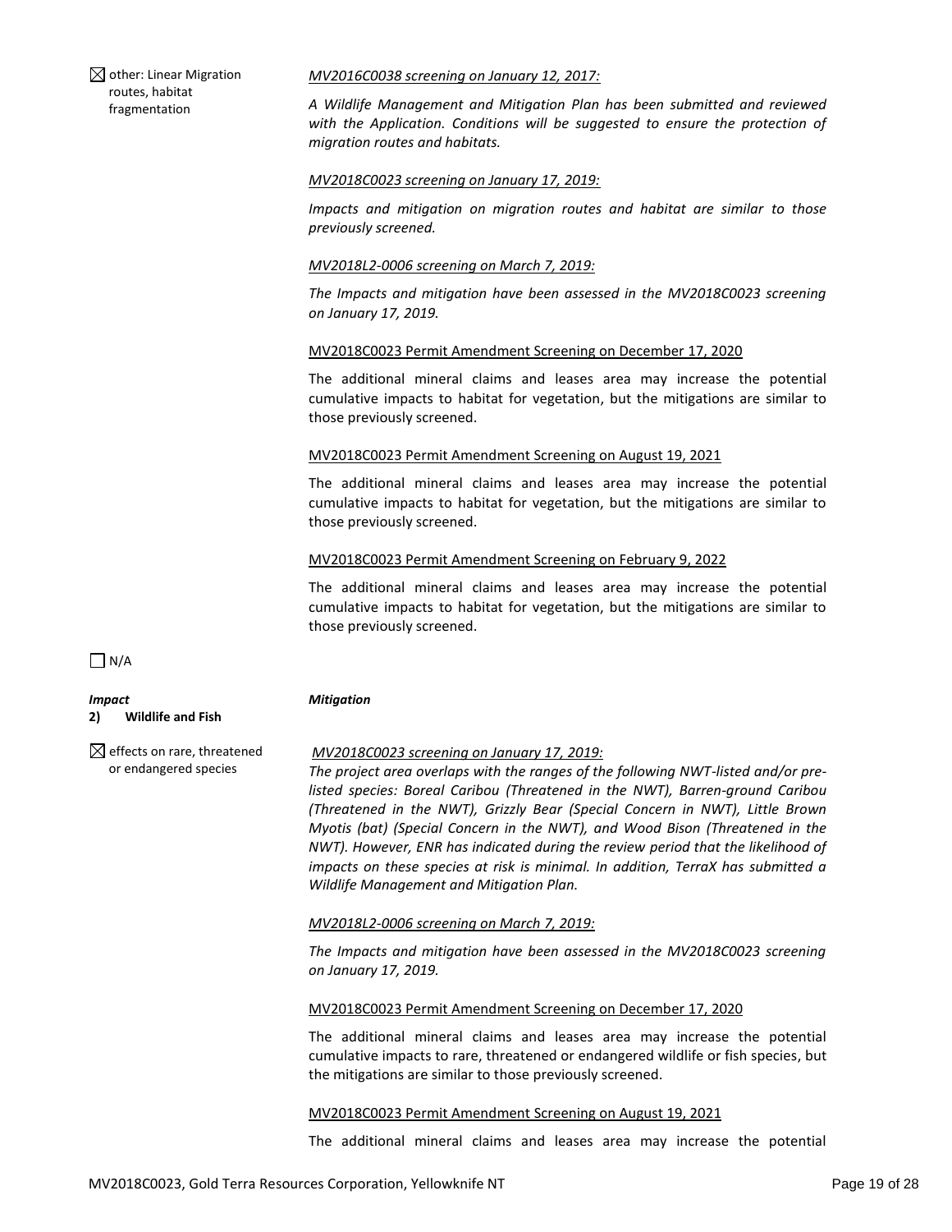☒ other: Linear Migration routes, habitat fragmentation

<u>*MV2016C0038 screening on January 12, 2017:*</u>

*A Wildlife Management and Mitigation Plan has been submitted and reviewed with the Application. Conditions will be suggested to ensure the protection of migration routes and habitats.*

<u>*MV2018C0023 screening on January 17, 2019:*</u>

*Impacts and mitigation on migration routes and habitat are similar to those previously screened.*

<u>*MV2018L2-0006 screening on March 7, 2019:*</u>

*The Impacts and mitigation have been assessed in the MV2018C0023 screening on January 17, 2019.*

<u>MV2018C0023 Permit Amendment Screening on December 17, 2020</u>

The additional mineral claims and leases area may increase the potential cumulative impacts to habitat for vegetation, but the mitigations are similar to those previously screened.

<u>MV2018C0023 Permit Amendment Screening on August 19, 2021</u>

The additional mineral claims and leases area may increase the potential cumulative impacts to habitat for vegetation, but the mitigations are similar to those previously screened.

<u>MV2018C0023 Permit Amendment Screening on February 9, 2022</u>

The additional mineral claims and leases area may increase the potential cumulative impacts to habitat for vegetation, but the mitigations are similar to those previously screened.

☐ N/A

***Impact*** — ***Mitigation***

**2) Wildlife and Fish**

☒ effects on rare, threatened or endangered species

<u>*MV2018C0023 screening on January 17, 2019:*</u>

*The project area overlaps with the ranges of the following NWT-listed and/or pre-listed species: Boreal Caribou (Threatened in the NWT), Barren-ground Caribou (Threatened in the NWT), Grizzly Bear (Special Concern in NWT), Little Brown Myotis (bat) (Special Concern in the NWT), and Wood Bison (Threatened in the NWT). However, ENR has indicated during the review period that the likelihood of impacts on these species at risk is minimal. In addition, TerraX has submitted a Wildlife Management and Mitigation Plan.*

<u>*MV2018L2-0006 screening on March 7, 2019:*</u>

*The Impacts and mitigation have been assessed in the MV2018C0023 screening on January 17, 2019.*

<u>MV2018C0023 Permit Amendment Screening on December 17, 2020</u>

The additional mineral claims and leases area may increase the potential cumulative impacts to rare, threatened or endangered wildlife or fish species, but the mitigations are similar to those previously screened.

<u>MV2018C0023 Permit Amendment Screening on August 19, 2021</u>

The additional mineral claims and leases area may increase the potential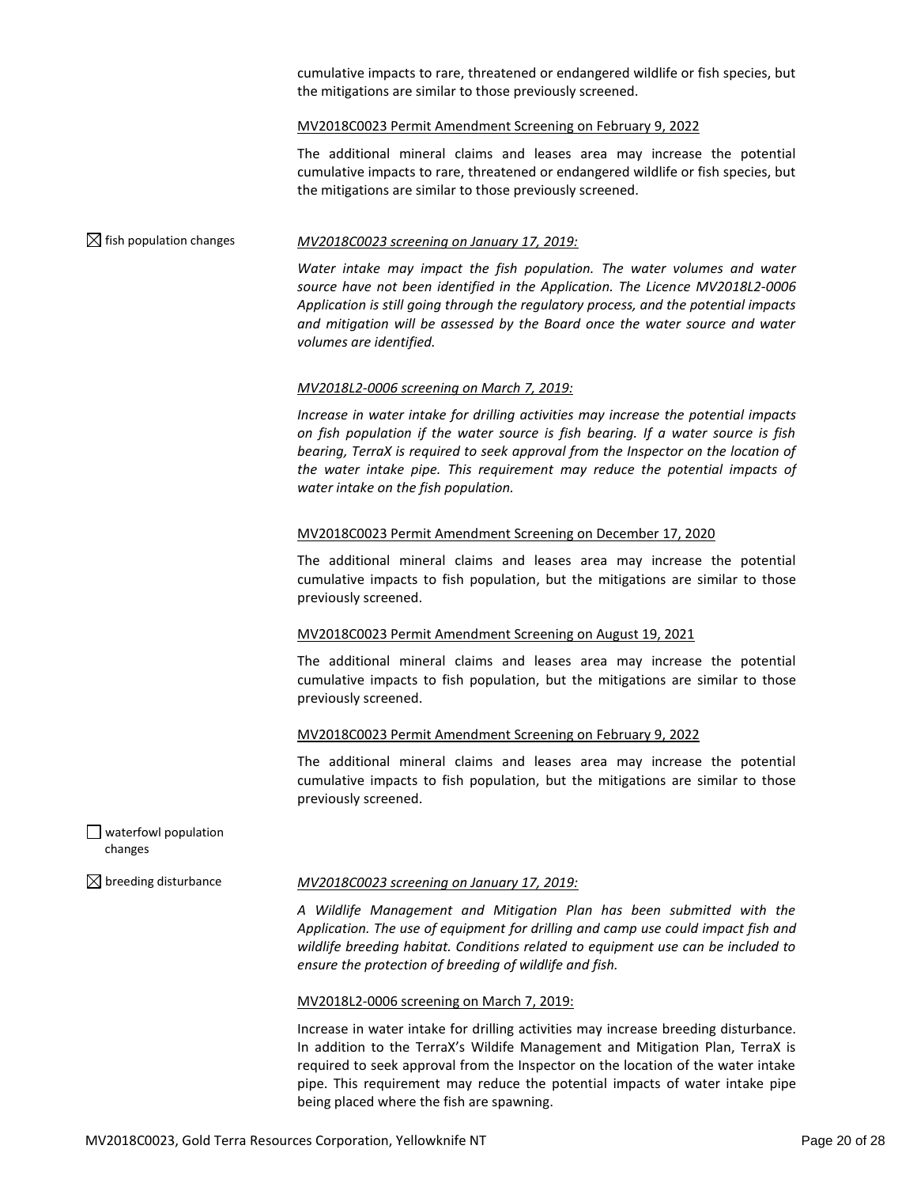cumulative impacts to rare, threatened or endangered wildlife or fish species, but the mitigations are similar to those previously screened.

MV2018C0023 Permit Amendment Screening on February 9, 2022

The additional mineral claims and leases area may increase the potential cumulative impacts to rare, threatened or endangered wildlife or fish species, but the mitigations are similar to those previously screened.

☒ fish population changes

*MV2018C0023 screening on January 17, 2019:*

*Water intake may impact the fish population. The water volumes and water source have not been identified in the Application. The Licence MV2018L2-0006 Application is still going through the regulatory process, and the potential impacts and mitigation will be assessed by the Board once the water source and water volumes are identified.*

*MV2018L2-0006 screening on March 7, 2019:*

*Increase in water intake for drilling activities may increase the potential impacts on fish population if the water source is fish bearing. If a water source is fish bearing, TerraX is required to seek approval from the Inspector on the location of the water intake pipe. This requirement may reduce the potential impacts of water intake on the fish population.*

MV2018C0023 Permit Amendment Screening on December 17, 2020

The additional mineral claims and leases area may increase the potential cumulative impacts to fish population, but the mitigations are similar to those previously screened.

MV2018C0023 Permit Amendment Screening on August 19, 2021

The additional mineral claims and leases area may increase the potential cumulative impacts to fish population, but the mitigations are similar to those previously screened.

MV2018C0023 Permit Amendment Screening on February 9, 2022

The additional mineral claims and leases area may increase the potential cumulative impacts to fish population, but the mitigations are similar to those previously screened.

☐ waterfowl population changes

☒ breeding disturbance

*MV2018C0023 screening on January 17, 2019:*

*A Wildlife Management and Mitigation Plan has been submitted with the Application. The use of equipment for drilling and camp use could impact fish and wildlife breeding habitat. Conditions related to equipment use can be included to ensure the protection of breeding of wildlife and fish.*

MV2018L2-0006 screening on March 7, 2019:

Increase in water intake for drilling activities may increase breeding disturbance. In addition to the TerraX's Wildife Management and Mitigation Plan, TerraX is required to seek approval from the Inspector on the location of the water intake pipe. This requirement may reduce the potential impacts of water intake pipe being placed where the fish are spawning.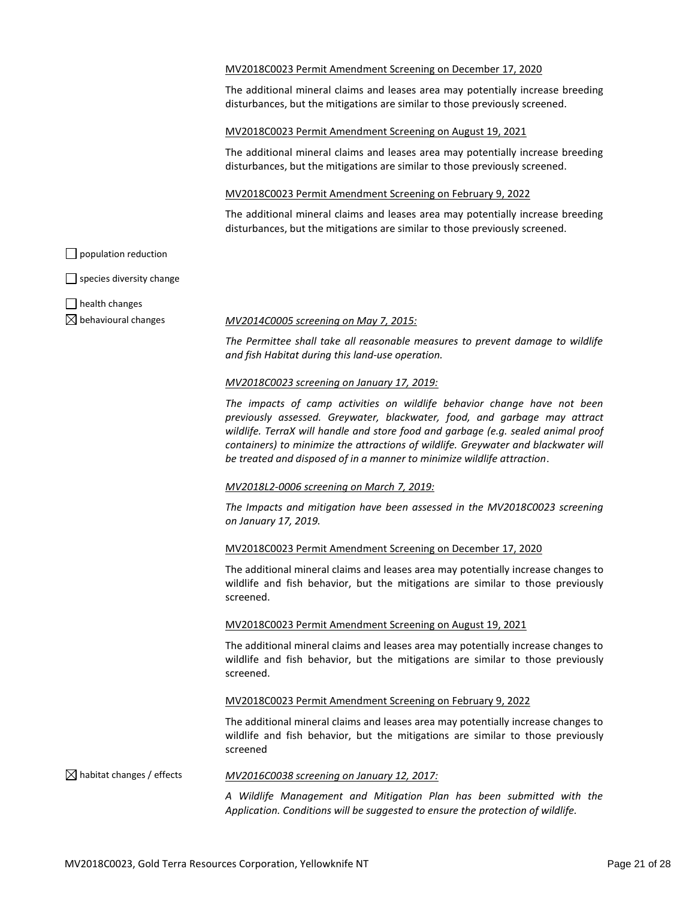MV2018C0023 Permit Amendment Screening on December 17, 2020

The additional mineral claims and leases area may potentially increase breeding disturbances, but the mitigations are similar to those previously screened.

MV2018C0023 Permit Amendment Screening on August 19, 2021

The additional mineral claims and leases area may potentially increase breeding disturbances, but the mitigations are similar to those previously screened.

MV2018C0023 Permit Amendment Screening on February 9, 2022

The additional mineral claims and leases area may potentially increase breeding disturbances, but the mitigations are similar to those previously screened.

☐ population reduction

☐ species diversity change

☐ health changes

☒ behavioural changes

*MV2014C0005 screening on May 7, 2015:*

*The Permittee shall take all reasonable measures to prevent damage to wildlife and fish Habitat during this land-use operation.*

*MV2018C0023 screening on January 17, 2019:*

*The impacts of camp activities on wildlife behavior change have not been previously assessed. Greywater, blackwater, food, and garbage may attract wildlife. TerraX will handle and store food and garbage (e.g. sealed animal proof containers) to minimize the attractions of wildlife. Greywater and blackwater will be treated and disposed of in a manner to minimize wildlife attraction*.

*MV2018L2-0006 screening on March 7, 2019:*

*The Impacts and mitigation have been assessed in the MV2018C0023 screening on January 17, 2019.*

MV2018C0023 Permit Amendment Screening on December 17, 2020

The additional mineral claims and leases area may potentially increase changes to wildlife and fish behavior, but the mitigations are similar to those previously screened.

MV2018C0023 Permit Amendment Screening on August 19, 2021

The additional mineral claims and leases area may potentially increase changes to wildlife and fish behavior, but the mitigations are similar to those previously screened.

MV2018C0023 Permit Amendment Screening on February 9, 2022

The additional mineral claims and leases area may potentially increase changes to wildlife and fish behavior, but the mitigations are similar to those previously screened

☒ habitat changes / effects

*MV2016C0038 screening on January 12, 2017:*

*A Wildlife Management and Mitigation Plan has been submitted with the Application. Conditions will be suggested to ensure the protection of wildlife.*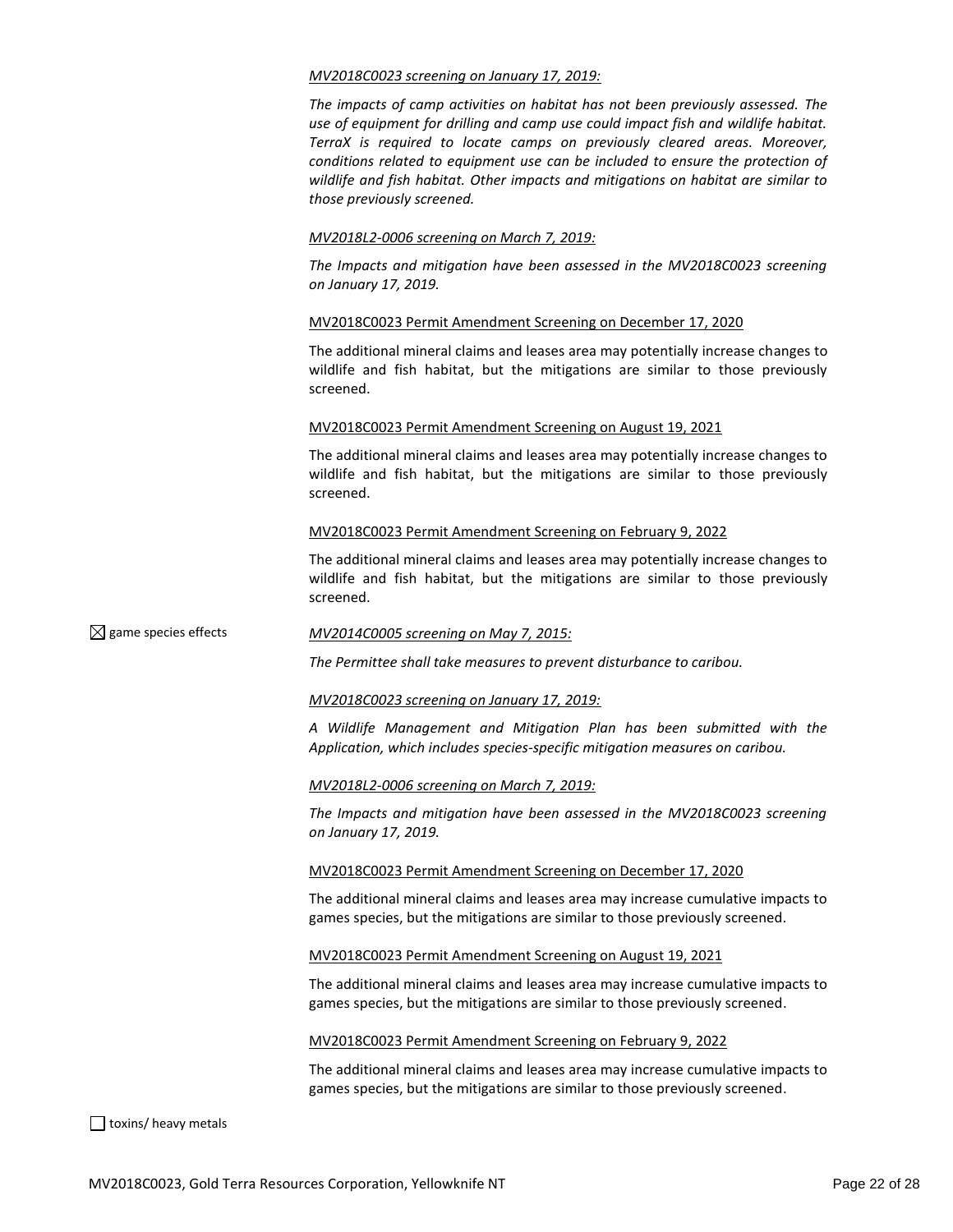*MV2018C0023 screening on January 17, 2019:*

*The impacts of camp activities on habitat has not been previously assessed. The use of equipment for drilling and camp use could impact fish and wildlife habitat. TerraX is required to locate camps on previously cleared areas. Moreover, conditions related to equipment use can be included to ensure the protection of wildlife and fish habitat. Other impacts and mitigations on habitat are similar to those previously screened.*

*MV2018L2-0006 screening on March 7, 2019:*

*The Impacts and mitigation have been assessed in the MV2018C0023 screening on January 17, 2019.*

MV2018C0023 Permit Amendment Screening on December 17, 2020

The additional mineral claims and leases area may potentially increase changes to wildlife and fish habitat, but the mitigations are similar to those previously screened.

MV2018C0023 Permit Amendment Screening on August 19, 2021

The additional mineral claims and leases area may potentially increase changes to wildlife and fish habitat, but the mitigations are similar to those previously screened.

MV2018C0023 Permit Amendment Screening on February 9, 2022

The additional mineral claims and leases area may potentially increase changes to wildlife and fish habitat, but the mitigations are similar to those previously screened.

☒ game species effects

*MV2014C0005 screening on May 7, 2015:*

*The Permittee shall take measures to prevent disturbance to caribou.*

*MV2018C0023 screening on January 17, 2019:*

*A Wildlife Management and Mitigation Plan has been submitted with the Application, which includes species-specific mitigation measures on caribou.*

*MV2018L2-0006 screening on March 7, 2019:*

*The Impacts and mitigation have been assessed in the MV2018C0023 screening on January 17, 2019.*

MV2018C0023 Permit Amendment Screening on December 17, 2020

The additional mineral claims and leases area may increase cumulative impacts to games species, but the mitigations are similar to those previously screened.

MV2018C0023 Permit Amendment Screening on August 19, 2021

The additional mineral claims and leases area may increase cumulative impacts to games species, but the mitigations are similar to those previously screened.

MV2018C0023 Permit Amendment Screening on February 9, 2022

The additional mineral claims and leases area may increase cumulative impacts to games species, but the mitigations are similar to those previously screened.

☐ toxins/ heavy metals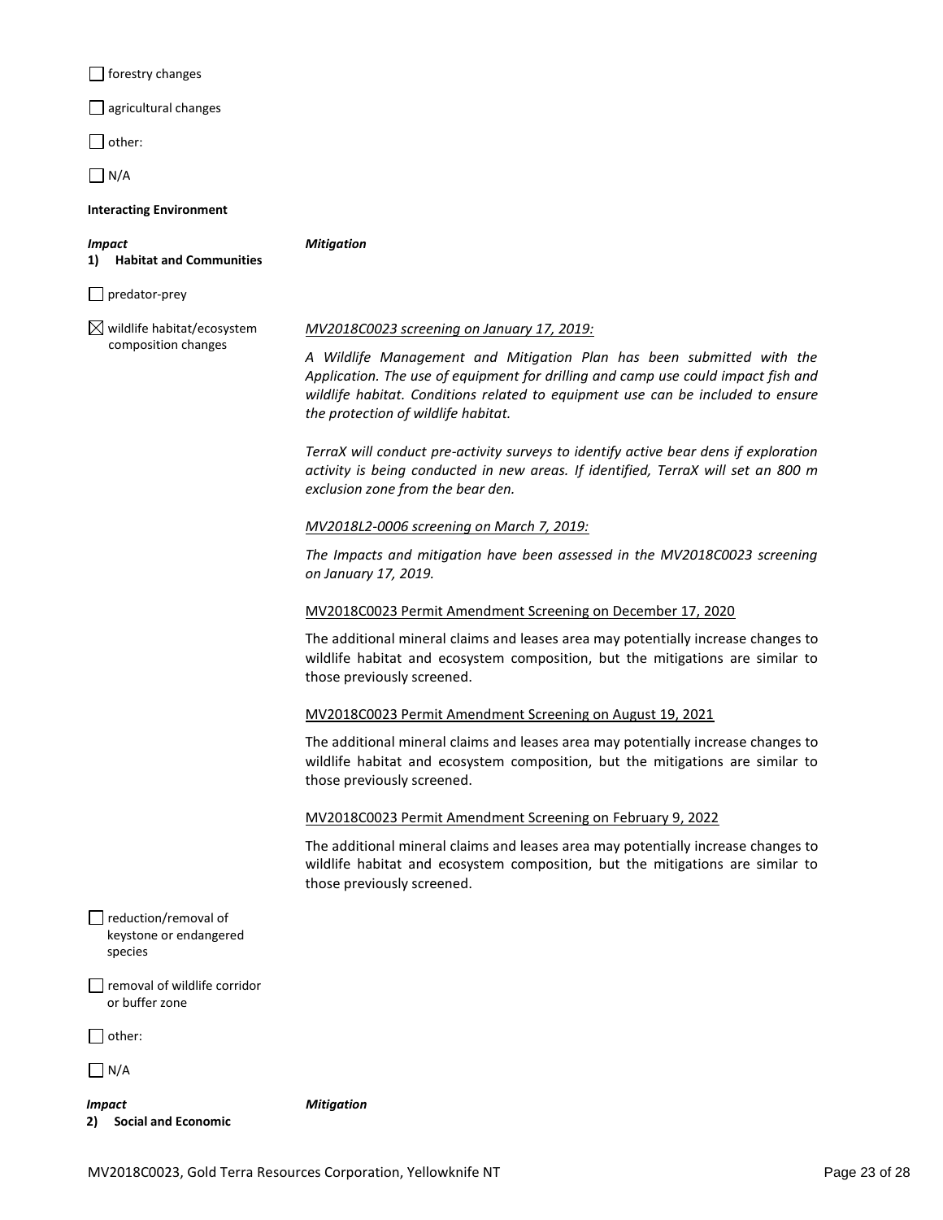☐ forestry changes

☐ agricultural changes

☐ other:

☐ N/A

**Interacting Environment**

| ***Impact*** | ***Mitigation*** |
|---|---|
| **1) Habitat and Communities** | |
| ☐ predator-prey | |
| ☒ wildlife habitat/ecosystem composition changes | *MV2018C0023 screening on January 17, 2019:*<br><br>*A Wildlife Management and Mitigation Plan has been submitted with the Application. The use of equipment for drilling and camp use could impact fish and wildlife habitat. Conditions related to equipment use can be included to ensure the protection of wildlife habitat.*<br><br>*TerraX will conduct pre-activity surveys to identify active bear dens if exploration activity is being conducted in new areas. If identified, TerraX will set an 800 m exclusion zone from the bear den.*<br><br>*MV2018L2-0006 screening on March 7, 2019:*<br><br>*The Impacts and mitigation have been assessed in the MV2018C0023 screening on January 17, 2019.*<br><br>MV2018C0023 Permit Amendment Screening on December 17, 2020<br><br>The additional mineral claims and leases area may potentially increase changes to wildlife habitat and ecosystem composition, but the mitigations are similar to those previously screened.<br><br>MV2018C0023 Permit Amendment Screening on August 19, 2021<br><br>The additional mineral claims and leases area may potentially increase changes to wildlife habitat and ecosystem composition, but the mitigations are similar to those previously screened.<br><br>MV2018C0023 Permit Amendment Screening on February 9, 2022<br><br>The additional mineral claims and leases area may potentially increase changes to wildlife habitat and ecosystem composition, but the mitigations are similar to those previously screened. |
| ☐ reduction/removal of keystone or endangered species | |
| ☐ removal of wildlife corridor or buffer zone | |
| ☐ other: | |
| ☐ N/A | |

| ***Impact*** | ***Mitigation*** |
|---|---|
| **2) Social and Economic** | |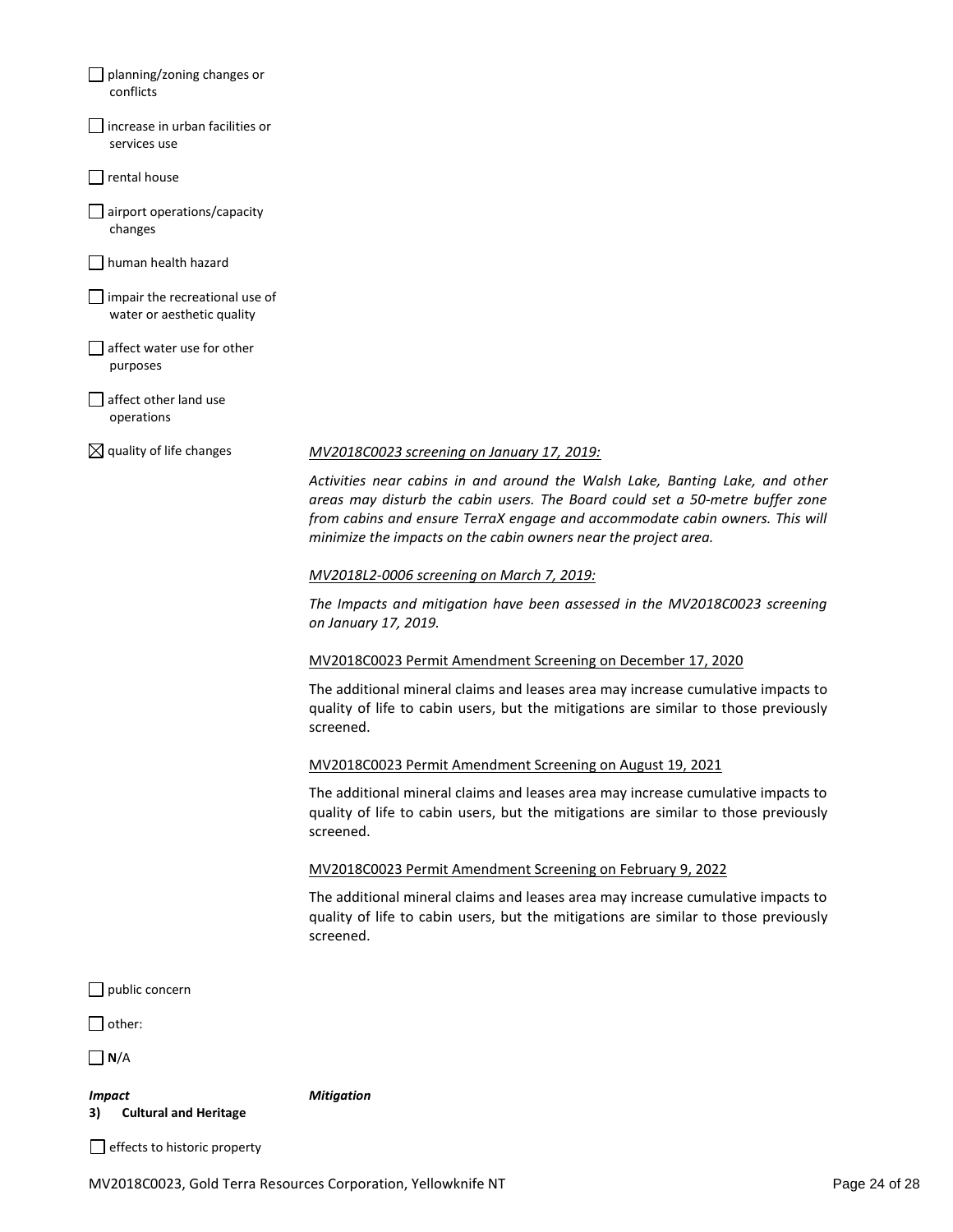- [ ] planning/zoning changes or conflicts
- [ ] increase in urban facilities or services use
- [ ] rental house
- [ ] airport operations/capacity changes
- [ ] human health hazard
- [ ] impair the recreational use of water or aesthetic quality
- [ ] affect water use for other purposes
- [ ] affect other land use operations
- [x] quality of life changes

*MV2018C0023 screening on January 17, 2019:*

*Activities near cabins in and around the Walsh Lake, Banting Lake, and other areas may disturb the cabin users. The Board could set a 50-metre buffer zone from cabins and ensure TerraX engage and accommodate cabin owners. This will minimize the impacts on the cabin owners near the project area.*

*MV2018L2-0006 screening on March 7, 2019:*

*The Impacts and mitigation have been assessed in the MV2018C0023 screening on January 17, 2019.*

MV2018C0023 Permit Amendment Screening on December 17, 2020

The additional mineral claims and leases area may increase cumulative impacts to quality of life to cabin users, but the mitigations are similar to those previously screened.

MV2018C0023 Permit Amendment Screening on August 19, 2021

The additional mineral claims and leases area may increase cumulative impacts to quality of life to cabin users, but the mitigations are similar to those previously screened.

MV2018C0023 Permit Amendment Screening on February 9, 2022

The additional mineral claims and leases area may increase cumulative impacts to quality of life to cabin users, but the mitigations are similar to those previously screened.

- [ ] public concern
- [ ] other:
- [ ] **N**/A

| ***Impact*** | ***Mitigation*** |
|---|---|
| **3) Cultural and Heritage** | |

- [ ] effects to historic property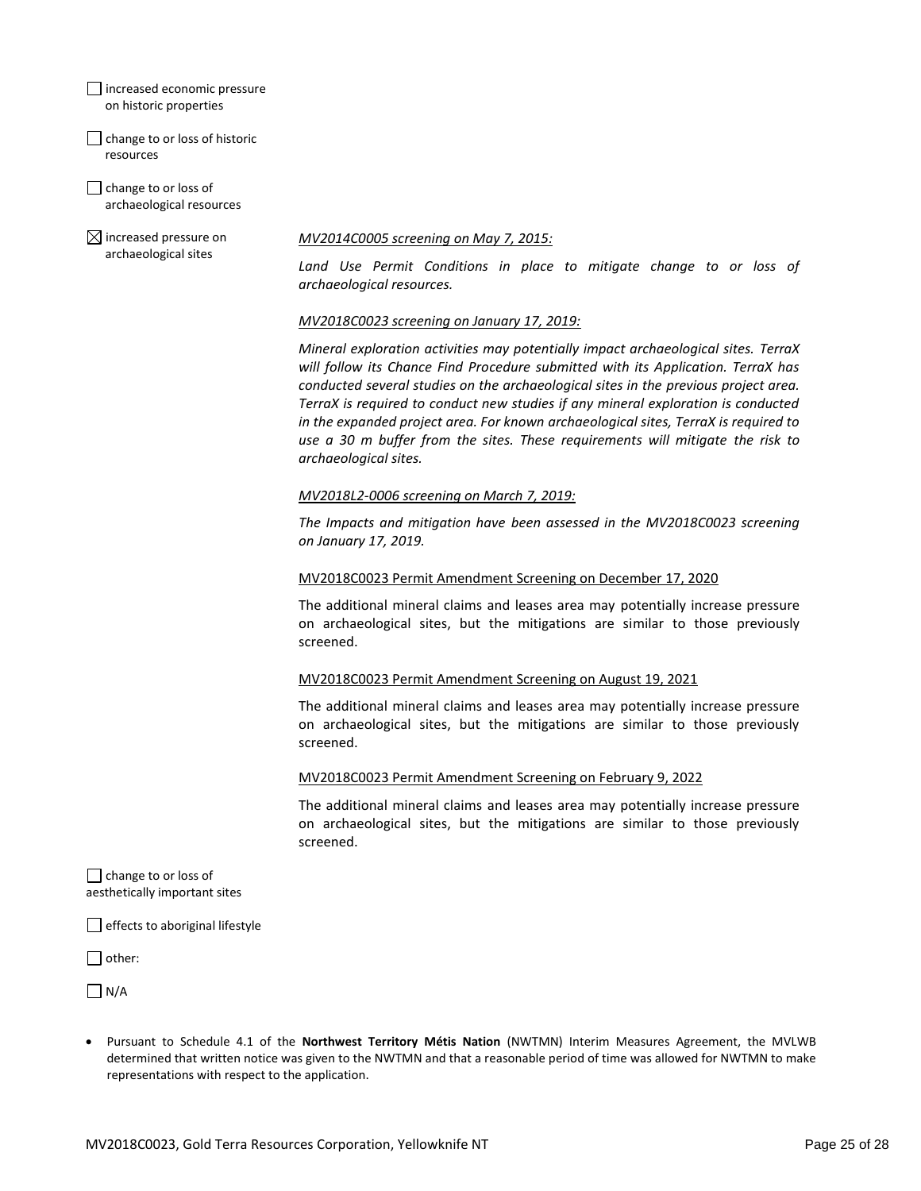☐ increased economic pressure on historic properties

☐ change to or loss of historic resources

☐ change to or loss of archaeological resources

☒ increased pressure on archaeological sites

*MV2014C0005 screening on May 7, 2015:*

*Land Use Permit Conditions in place to mitigate change to or loss of archaeological resources.*

*MV2018C0023 screening on January 17, 2019:*

*Mineral exploration activities may potentially impact archaeological sites. TerraX will follow its Chance Find Procedure submitted with its Application. TerraX has conducted several studies on the archaeological sites in the previous project area. TerraX is required to conduct new studies if any mineral exploration is conducted in the expanded project area. For known archaeological sites, TerraX is required to use a 30 m buffer from the sites. These requirements will mitigate the risk to archaeological sites.*

*MV2018L2-0006 screening on March 7, 2019:*

*The Impacts and mitigation have been assessed in the MV2018C0023 screening on January 17, 2019.*

MV2018C0023 Permit Amendment Screening on December 17, 2020

The additional mineral claims and leases area may potentially increase pressure on archaeological sites, but the mitigations are similar to those previously screened.

MV2018C0023 Permit Amendment Screening on August 19, 2021

The additional mineral claims and leases area may potentially increase pressure on archaeological sites, but the mitigations are similar to those previously screened.

MV2018C0023 Permit Amendment Screening on February 9, 2022

The additional mineral claims and leases area may potentially increase pressure on archaeological sites, but the mitigations are similar to those previously screened.

☐ change to or loss of aesthetically important sites

☐ effects to aboriginal lifestyle

☐ other:

☐ N/A

- Pursuant to Schedule 4.1 of the **Northwest Territory Métis Nation** (NWTMN) Interim Measures Agreement, the MVLWB determined that written notice was given to the NWTMN and that a reasonable period of time was allowed for NWTMN to make representations with respect to the application.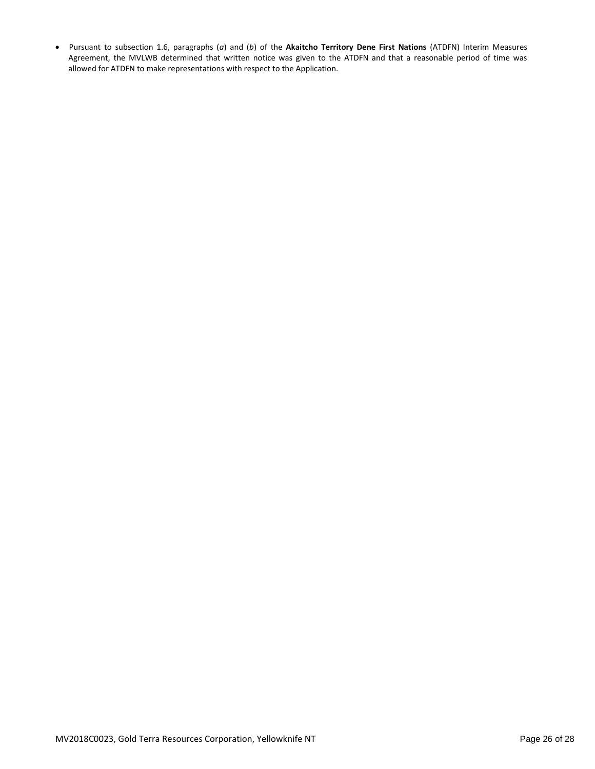- Pursuant to subsection 1.6, paragraphs (*a*) and (*b*) of the **Akaitcho Territory Dene First Nations** (ATDFN) Interim Measures Agreement, the MVLWB determined that written notice was given to the ATDFN and that a reasonable period of time was allowed for ATDFN to make representations with respect to the Application.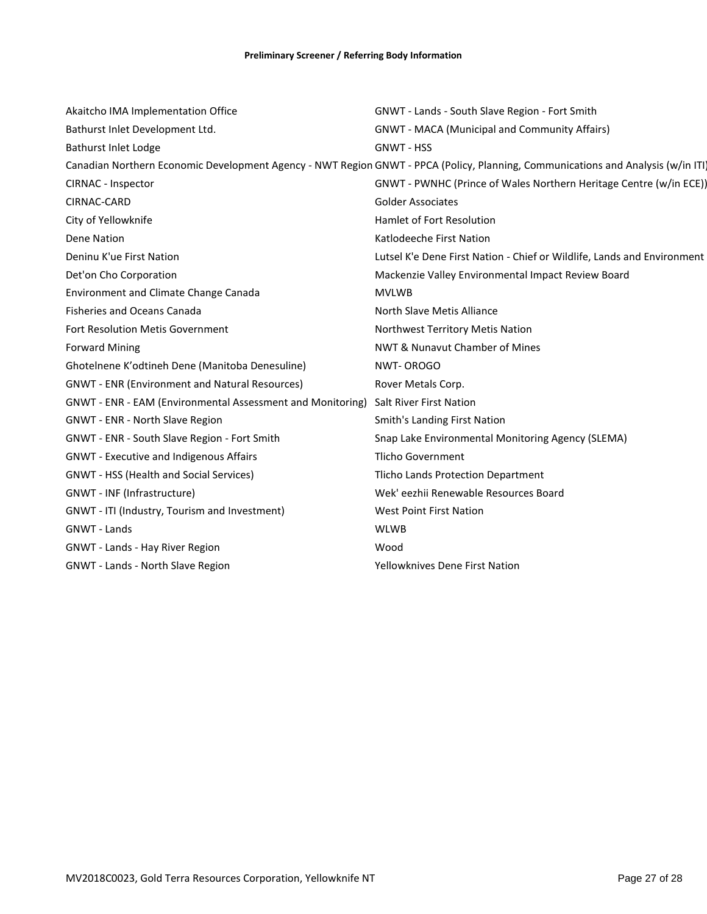**Preliminary Screener / Referring Body Information**

Akaitcho IMA Implementation Office
Bathurst Inlet Development Ltd.
Bathurst Inlet Lodge
Canadian Northern Economic Development Agency - NWT Region
CIRNAC - Inspector
CIRNAC-CARD
City of Yellowknife
Dene Nation
Deninu K'ue First Nation
Det'on Cho Corporation
Environment and Climate Change Canada
Fisheries and Oceans Canada
Fort Resolution Metis Government
Forward Mining
Ghotelnene K'odtineh Dene (Manitoba Denesuline)
GNWT - ENR (Environment and Natural Resources)
GNWT - ENR - EAM (Environmental Assessment and Monitoring)
GNWT - ENR - North Slave Region
GNWT - ENR - South Slave Region - Fort Smith
GNWT - Executive and Indigenous Affairs
GNWT - HSS (Health and Social Services)
GNWT - INF (Infrastructure)
GNWT - ITI (Industry, Tourism and Investment)
GNWT - Lands
GNWT - Lands - Hay River Region
GNWT - Lands - North Slave Region
GNWT - Lands - South Slave Region - Fort Smith
GNWT - MACA (Municipal and Community Affairs)
GNWT - HSS
GNWT - PPCA (Policy, Planning, Communications and Analysis (w/in ITI)
GNWT - PWNHC (Prince of Wales Northern Heritage Centre (w/in ECE))
Golder Associates
Hamlet of Fort Resolution
Katlodeeche First Nation
Lutsel K'e Dene First Nation - Chief or Wildlife, Lands and Environment
Mackenzie Valley Environmental Impact Review Board
MVLWB
North Slave Metis Alliance
Northwest Territory Metis Nation
NWT & Nunavut Chamber of Mines
NWT- OROGO
Rover Metals Corp.
Salt River First Nation
Smith's Landing First Nation
Snap Lake Environmental Monitoring Agency (SLEMA)
Tlicho Government
Tlicho Lands Protection Department
Wek' eezhii Renewable Resources Board
West Point First Nation
WLWB
Wood
Yellowknives Dene First Nation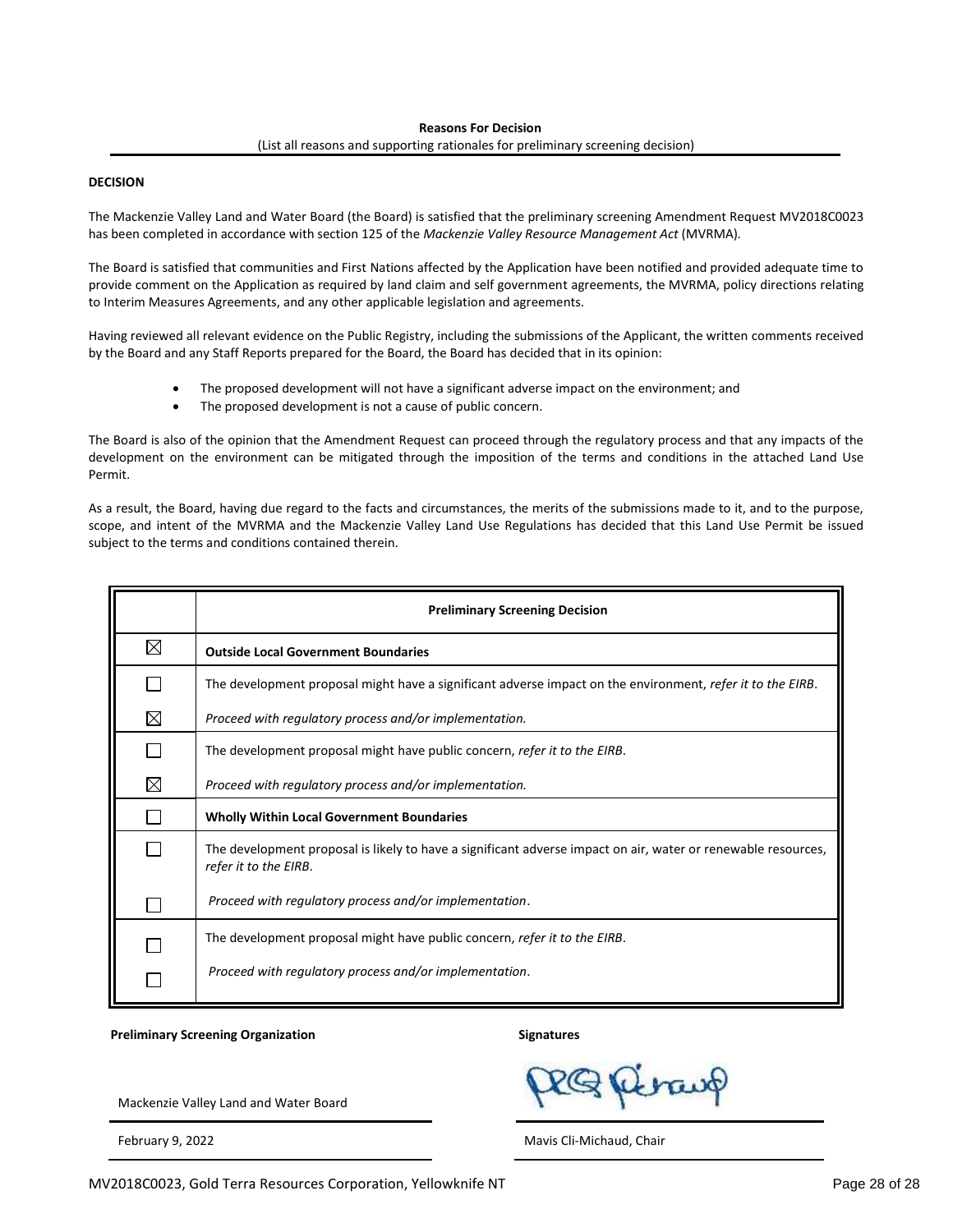**Reasons For Decision**
(List all reasons and supporting rationales for preliminary screening decision)

**DECISION**

The Mackenzie Valley Land and Water Board (the Board) is satisfied that the preliminary screening Amendment Request MV2018C0023 has been completed in accordance with section 125 of the *Mackenzie Valley Resource Management Act* (MVRMA).

The Board is satisfied that communities and First Nations affected by the Application have been notified and provided adequate time to provide comment on the Application as required by land claim and self government agreements, the MVRMA, policy directions relating to Interim Measures Agreements, and any other applicable legislation and agreements.

Having reviewed all relevant evidence on the Public Registry, including the submissions of the Applicant, the written comments received by the Board and any Staff Reports prepared for the Board, the Board has decided that in its opinion:

- The proposed development will not have a significant adverse impact on the environment; and
- The proposed development is not a cause of public concern.

The Board is also of the opinion that the Amendment Request can proceed through the regulatory process and that any impacts of the development on the environment can be mitigated through the imposition of the terms and conditions in the attached Land Use Permit.

As a result, the Board, having due regard to the facts and circumstances, the merits of the submissions made to it, and to the purpose, scope, and intent of the MVRMA and the Mackenzie Valley Land Use Regulations has decided that this Land Use Permit be issued subject to the terms and conditions contained therein.

| | **Preliminary Screening Decision** |
|---|---|
| ☒ | **Outside Local Government Boundaries** |
| ☐ | The development proposal might have a significant adverse impact on the environment, *refer it to the EIRB*. |
| ☒ | *Proceed with regulatory process and/or implementation.* |
| ☐ | The development proposal might have public concern, *refer it to the EIRB*. |
| ☒ | *Proceed with regulatory process and/or implementation.* |
| ☐ | **Wholly Within Local Government Boundaries** |
| ☐ | The development proposal is likely to have a significant adverse impact on air, water or renewable resources, *refer it to the EIRB*. |
| ☐ | *Proceed with regulatory process and/or implementation*. |
| ☐ | The development proposal might have public concern, *refer it to the EIRB*. |
| ☐ | *Proceed with regulatory process and/or implementation*. |

| **Preliminary Screening Organization** | **Signatures** |
|---|---|
| Mackenzie Valley Land and Water Board | [signature] |
| February 9, 2022 | Mavis Cli-Michaud, Chair |

MV2018C0023, Gold Terra Resources Corporation, Yellowknife NT